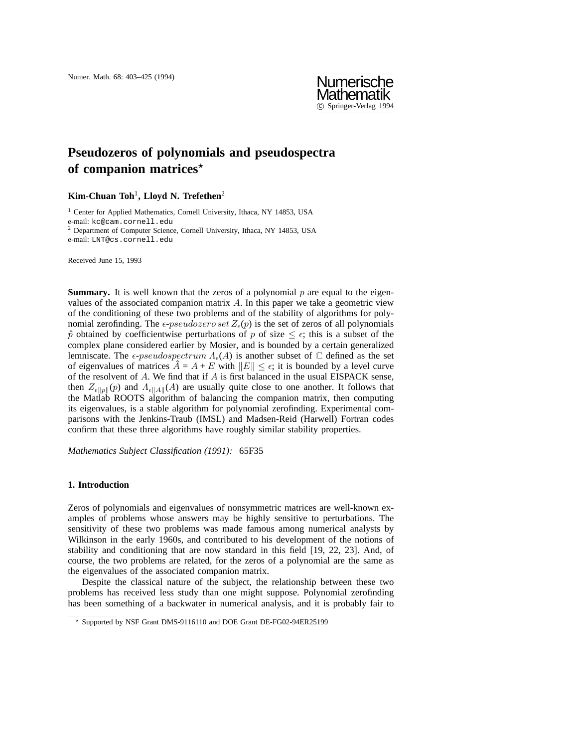# Pseudozeros of polynomials and pseudospectra of companion matrices*

**Kim-Chuan Toh**[1], **Lloyd N. Trefethen**[2]

[1] Center for Applied Mathematics, Cornell University, Ithaca, NY 14853, USA
e-mail: kc@cam.cornell.edu
[2] Department of Computer Science, Cornell University, Ithaca, NY 14853, USA
e-mail: LNT@cs.cornell.edu

Received June 15, 1993

**Summary.** It is well known that the zeros of a polynomial $p$ are equal to the eigenvalues of the associated companion matrix $A$. In this paper we take a geometric view of the conditioning of these two problems and of the stability of algorithms for polynomial zerofinding. The $\epsilon$-*pseudozero set* $Z_\epsilon(p)$ is the set of zeros of all polynomials $\hat{p}$ obtained by coefficientwise perturbations of $p$ of size $\leq \epsilon$; this is a subset of the complex plane considered earlier by Mosier, and is bounded by a certain generalized lemniscate. The $\epsilon$-*pseudospectrum* $\Lambda_\epsilon(A)$ is another subset of $\mathbb{C}$ defined as the set of eigenvalues of matrices $\hat{A} = A + E$ with $\|E\| \leq \epsilon$; it is bounded by a level curve of the resolvent of $A$. We find that if $A$ is first balanced in the usual EISPACK sense, then $Z_{\epsilon\|p\|}(p)$ and $\Lambda_{\epsilon\|A\|}(A)$ are usually quite close to one another. It follows that the Matlab ROOTS algorithm of balancing the companion matrix, then computing its eigenvalues, is a stable algorithm for polynomial zerofinding. Experimental comparisons with the Jenkins-Traub (IMSL) and Madsen-Reid (Harwell) Fortran codes confirm that these three algorithms have roughly similar stability properties.

*Mathematics Subject Classification (1991):* 65F35

## 1. Introduction

Zeros of polynomials and eigenvalues of nonsymmetric matrices are well-known examples of problems whose answers may be highly sensitive to perturbations. The sensitivity of these two problems was made famous among numerical analysts by Wilkinson in the early 1960s, and contributed to his development of the notions of stability and conditioning that are now standard in this field [19, 22, 23]. And, of course, the two problems are related, for the zeros of a polynomial are the same as the eigenvalues of the associated companion matrix.

Despite the classical nature of the subject, the relationship between these two problems has received less study than one might suppose. Polynomial zerofinding has been something of a backwater in numerical analysis, and it is probably fair to

* Supported by NSF Grant DMS-9116110 and DOE Grant DE-FG02-94ER25199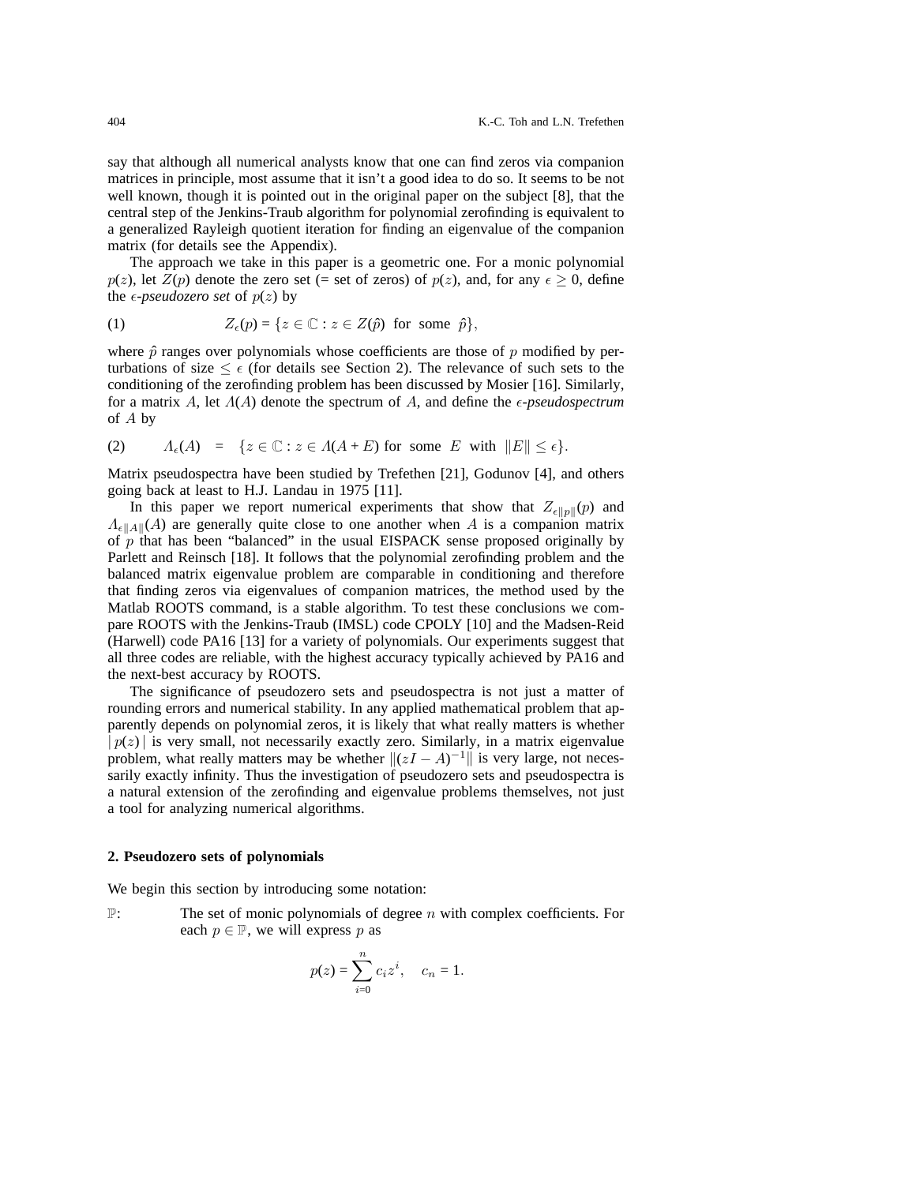say that although all numerical analysts know that one can find zeros via companion matrices in principle, most assume that it isn't a good idea to do so. It seems to be not well known, though it is pointed out in the original paper on the subject [8], that the central step of the Jenkins-Traub algorithm for polynomial zerofinding is equivalent to a generalized Rayleigh quotient iteration for finding an eigenvalue of the companion matrix (for details see the Appendix).

The approach we take in this paper is a geometric one. For a monic polynomial $p(z)$, let $Z(p)$ denote the zero set (= set of zeros) of $p(z)$, and, for any $\epsilon \geq 0$, define the *$\epsilon$-pseudozero set* of $p(z)$ by

$$(1) \qquad Z_\epsilon(p) = \{z \in \mathbb{C} : z \in Z(\hat{p}) \text{ for some } \hat{p}\},$$

where $\hat{p}$ ranges over polynomials whose coefficients are those of $p$ modified by perturbations of size $\leq \epsilon$ (for details see Section 2). The relevance of such sets to the conditioning of the zerofinding problem has been discussed by Mosier [16]. Similarly, for a matrix $A$, let $\Lambda(A)$ denote the spectrum of $A$, and define the *$\epsilon$-pseudospectrum* of $A$ by

$$(2) \qquad \Lambda_\epsilon(A) \;=\; \{z \in \mathbb{C} : z \in \Lambda(A+E) \text{ for some } E \text{ with } \|E\| \leq \epsilon\}.$$

Matrix pseudospectra have been studied by Trefethen [21], Godunov [4], and others going back at least to H.J. Landau in 1975 [11].

In this paper we report numerical experiments that show that $Z_{\epsilon\|p\|}(p)$ and $\Lambda_{\epsilon\|A\|}(A)$ are generally quite close to one another when $A$ is a companion matrix of $p$ that has been "balanced" in the usual EISPACK sense proposed originally by Parlett and Reinsch [18]. It follows that the polynomial zerofinding problem and the balanced matrix eigenvalue problem are comparable in conditioning and therefore that finding zeros via eigenvalues of companion matrices, the method used by the Matlab ROOTS command, is a stable algorithm. To test these conclusions we compare ROOTS with the Jenkins-Traub (IMSL) code CPOLY [10] and the Madsen-Reid (Harwell) code PA16 [13] for a variety of polynomials. Our experiments suggest that all three codes are reliable, with the highest accuracy typically achieved by PA16 and the next-best accuracy by ROOTS.

The significance of pseudozero sets and pseudospectra is not just a matter of rounding errors and numerical stability. In any applied mathematical problem that apparently depends on polynomial zeros, it is likely that what really matters is whether $|\,p(z)\,|$ is very small, not necessarily exactly zero. Similarly, in a matrix eigenvalue problem, what really matters may be whether $\|(zI-A)^{-1}\|$ is very large, not necessarily exactly infinity. Thus the investigation of pseudozero sets and pseudospectra is a natural extension of the zerofinding and eigenvalue problems themselves, not just a tool for analyzing numerical algorithms.

## 2. Pseudozero sets of polynomials

We begin this section by introducing some notation:

$\mathbb{P}$: The set of monic polynomials of degree $n$ with complex coefficients. For each $p \in \mathbb{P}$, we will express $p$ as

$$p(z) = \sum_{i=0}^{n} c_i z^i, \quad c_n = 1.$$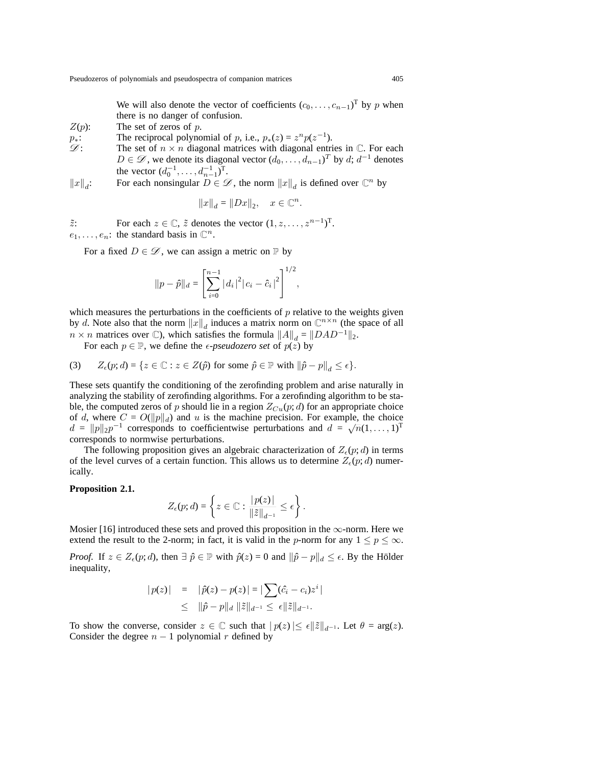We will also denote the vector of coefficients $(c_0, \dots, c_{n-1})^{\mathrm{T}}$ by $p$ when there is no danger of confusion.

$Z(p)$: The set of zeros of $p$.

$p_*$: The reciprocal polynomial of $p$, i.e., $p_*(z) = z^n p(z^{-1})$.

$\mathscr{D}$: The set of $n \times n$ diagonal matrices with diagonal entries in $\mathbb{C}$. For each $D \in \mathscr{D}$, we denote its diagonal vector $(d_0, \dots, d_{n-1})^T$ by $d$; $d^{-1}$ denotes the vector $(d_0^{-1}, \dots, d_{n-1}^{-1})^{\mathrm{T}}$.

$\|x\|_d$: For each nonsingular $D \in \mathscr{D}$, the norm $\|x\|_d$ is defined over $\mathbb{C}^n$ by

$$\|x\|_d = \|Dx\|_2, \quad x \in \mathbb{C}^n.$$

$\tilde{z}$: For each $z \in \mathbb{C}$, $\tilde{z}$ denotes the vector $(1, z, \dots, z^{n-1})^{\mathrm{T}}$.

$e_1, \dots, e_n$: the standard basis in $\mathbb{C}^n$.

For a fixed $D \in \mathscr{D}$, we can assign a metric on $\mathbb{P}$ by

$$\|p - \hat{p}\|_d = \left[ \sum_{i=0}^{n-1} |d_i|^2 |c_i - \hat{c}_i|^2 \right]^{1/2},$$

which measures the perturbations in the coefficients of $p$ relative to the weights given by $d$. Note also that the norm $\|x\|_d$ induces a matrix norm on $\mathbb{C}^{n\times n}$ (the space of all $n \times n$ matrices over $\mathbb{C}$), which satisfies the formula $\|A\|_d = \|DAD^{-1}\|_2$.

For each $p \in \mathbb{P}$, we define the *$\epsilon$-pseudozero set* of $p(z)$ by

$$(3) \qquad Z_\epsilon(p; d) = \{z \in \mathbb{C} : z \in Z(\hat{p}) \text{ for some } \hat{p} \in \mathbb{P} \text{ with } \|\hat{p} - p\|_d \le \epsilon\}.$$

These sets quantify the conditioning of the zerofinding problem and arise naturally in analyzing the stability of zerofinding algorithms. For a zerofinding algorithm to be stable, the computed zeros of $p$ should lie in a region $Z_{Cu}(p; d)$ for an appropriate choice of $d$, where $C = O(\|p\|_d)$ and $u$ is the machine precision. For example, the choice $d = \|p\|_2 p^{-1}$ corresponds to coefficientwise perturbations and $d = \sqrt{n}(1, \dots, 1)^{\mathrm{T}}$ corresponds to normwise perturbations.

The following proposition gives an algebraic characterization of $Z_\epsilon(p; d)$ in terms of the level curves of a certain function. This allows us to determine $Z_\epsilon(p; d)$ numerically.

**Proposition 2.1.**

$$Z_\epsilon(p; d) = \left\{ z \in \mathbb{C} : \frac{|p(z)|}{\|\tilde{z}\|_{d^{-1}}} \le \epsilon \right\}.$$

Mosier [16] introduced these sets and proved this proposition in the $\infty$-norm. Here we extend the result to the 2-norm; in fact, it is valid in the $p$-norm for any $1 \le p \le \infty$.

*Proof.* If $z \in Z_\epsilon(p; d)$, then $\exists\ \hat{p} \in \mathbb{P}$ with $\hat{p}(z) = 0$ and $\|\hat{p} - p\|_d \le \epsilon$. By the Hölder inequality,

$$\begin{aligned} |p(z)| &= |\hat{p}(z) - p(z)| = |\textstyle\sum (\hat{c}_i - c_i) z^i| \\ &\le \|\hat{p} - p\|_d \, \|\tilde{z}\|_{d^{-1}} \le \epsilon \|\tilde{z}\|_{d^{-1}}. \end{aligned}$$

To show the converse, consider $z \in \mathbb{C}$ such that $|p(z)| \le \epsilon \|\tilde{z}\|_{d^{-1}}$. Let $\theta = \arg(z)$. Consider the degree $n - 1$ polynomial $r$ defined by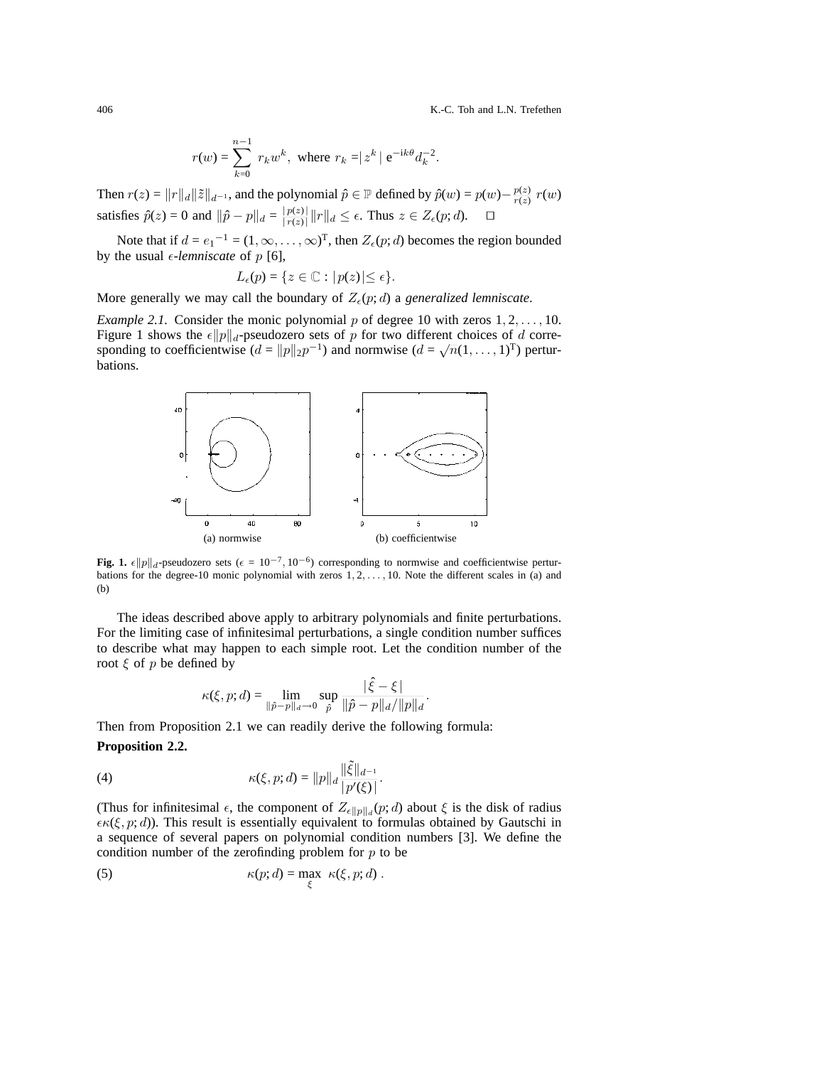$$r(w) = \sum_{k=0}^{n-1} r_k w^k, \text{ where } r_k = |z^k| \, e^{-ik\theta} d_k^{-2}.$$

Then $r(z) = \|r\|_d \|\tilde{z}\|_{d^{-1}}$, and the polynomial $\hat{p} \in \mathbb{P}$ defined by $\hat{p}(w) = p(w) - \frac{p(z)}{r(z)} r(w)$ satisfies $\hat{p}(z) = 0$ and $\|\hat{p} - p\|_d = \frac{|p(z)|}{|r(z)|} \|r\|_d \leq \epsilon$. Thus $z \in Z_\epsilon(p; d)$. $\square$

Note that if $d = e_1{}^{-1} = (1, \infty, \ldots, \infty)^{\mathrm{T}}$, then $Z_\epsilon(p; d)$ becomes the region bounded by the usual *$\epsilon$-lemniscate* of $p$ [6],

$$L_\epsilon(p) = \{z \in \mathbb{C} : |p(z)| \leq \epsilon\}.$$

More generally we may call the boundary of $Z_\epsilon(p; d)$ a *generalized lemniscate*.

*Example 2.1.* Consider the monic polynomial $p$ of degree 10 with zeros $1, 2, \ldots, 10$. Figure 1 shows the $\epsilon\|p\|_d$-pseudozero sets of $p$ for two different choices of $d$ corresponding to coefficientwise ($d = \|p\|_2 p^{-1}$) and normwise ($d = \sqrt{n}(1, \ldots, 1)^{\mathrm{T}}$) perturbations.

(a) normwise (b) coefficientwise

**Fig. 1.** $\epsilon\|p\|_d$-pseudozero sets ($\epsilon = 10^{-7}, 10^{-6}$) corresponding to normwise and coefficientwise perturbations for the degree-10 monic polynomial with zeros $1, 2, \ldots, 10$. Note the different scales in (a) and (b)

The ideas described above apply to arbitrary polynomials and finite perturbations. For the limiting case of infinitesimal perturbations, a single condition number suffices to describe what may happen to each simple root. Let the condition number of the root $\xi$ of $p$ be defined by

$$\kappa(\xi, p; d) = \lim_{\|\hat{p}-p\|_d \to 0} \sup_{\hat{p}} \frac{|\hat{\xi} - \xi|}{\|\hat{p} - p\|_d / \|p\|_d}.$$

Then from Proposition 2.1 we can readily derive the following formula:

**Proposition 2.2.**

$$\kappa(\xi, p; d) = \|p\|_d \frac{\|\tilde{\xi}\|_{d^{-1}}}{|p'(\xi)|}. \tag{4}$$

(Thus for infinitesimal $\epsilon$, the component of $Z_{\epsilon\|p\|_d}(p; d)$ about $\xi$ is the disk of radius $\epsilon\kappa(\xi, p; d)$). This result is essentially equivalent to formulas obtained by Gautschi in a sequence of several papers on polynomial condition numbers [3]. We define the condition number of the zerofinding problem for $p$ to be

$$\kappa(p; d) = \max_{\xi} \; \kappa(\xi, p; d) \; . \tag{5}$$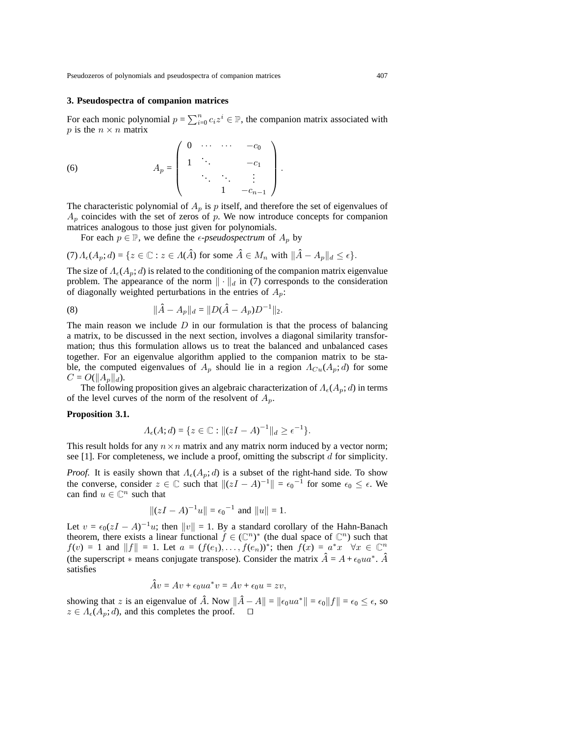## 3. Pseudospectra of companion matrices

For each monic polynomial $p = \sum_{i=0}^{n} c_i z^i \in \mathbb{P}$, the companion matrix associated with $p$ is the $n \times n$ matrix

$$
A_p = \begin{pmatrix} 0 & \cdots & \cdots & -c_0 \\ 1 & \ddots & & -c_1 \\ & \ddots & \ddots & \vdots \\ & & 1 & -c_{n-1} \end{pmatrix}. \tag{6}
$$

The characteristic polynomial of $A_p$ is $p$ itself, and therefore the set of eigenvalues of $A_p$ coincides with the set of zeros of $p$. We now introduce concepts for companion matrices analogous to those just given for polynomials.

For each $p \in \mathbb{P}$, we define the *$\epsilon$-pseudospectrum* of $A_p$ by

$$
\Lambda_\epsilon(A_p; d) = \{z \in \mathbb{C} : z \in \Lambda(\hat{A}) \text{ for some } \hat{A} \in M_n \text{ with } \|\hat{A} - A_p\|_d \leq \epsilon\}. \tag{7}
$$

The size of $\Lambda_\epsilon(A_p; d)$ is related to the conditioning of the companion matrix eigenvalue problem. The appearance of the norm $\|\cdot\|_d$ in (7) corresponds to the consideration of diagonally weighted perturbations in the entries of $A_p$:

$$
\|\hat{A} - A_p\|_d = \|D(\hat{A} - A_p)D^{-1}\|_2. \tag{8}
$$

The main reason we include $D$ in our formulation is that the process of balancing a matrix, to be discussed in the next section, involves a diagonal similarity transformation; thus this formulation allows us to treat the balanced and unbalanced cases together. For an eigenvalue algorithm applied to the companion matrix to be stable, the computed eigenvalues of $A_p$ should lie in a region $\Lambda_{Cu}(A_p; d)$ for some $C = O(\|A_p\|_d)$.

The following proposition gives an algebraic characterization of $\Lambda_\epsilon(A_p; d)$ in terms of the level curves of the norm of the resolvent of $A_p$.

**Proposition 3.1.**

$$
\Lambda_\epsilon(A; d) = \{z \in \mathbb{C} : \|(zI - A)^{-1}\|_d \geq \epsilon^{-1}\}.
$$

This result holds for any $n \times n$ matrix and any matrix norm induced by a vector norm; see [1]. For completeness, we include a proof, omitting the subscript $d$ for simplicity.

*Proof.* It is easily shown that $\Lambda_\epsilon(A_p; d)$ is a subset of the right-hand side. To show the converse, consider $z \in \mathbb{C}$ such that $\|(zI - A)^{-1}\| = {\epsilon_0}^{-1}$ for some $\epsilon_0 \leq \epsilon$. We can find $u \in \mathbb{C}^n$ such that

$$
\|(zI - A)^{-1}u\| = {\epsilon_0}^{-1} \text{ and } \|u\| = 1.
$$

Let $v = \epsilon_0 (zI - A)^{-1}u$; then $\|v\| = 1$. By a standard corollary of the Hahn-Banach theorem, there exists a linear functional $f \in (\mathbb{C}^n)^*$ (the dual space of $\mathbb{C}^n$) such that $f(v) = 1$ and $\|f\| = 1$. Let $a = (f(e_1), \ldots, f(e_n))^*$; then $f(x) = a^* x \quad \forall x \in \mathbb{C}^n$ (the superscript $*$ means conjugate transpose). Consider the matrix $\hat{A} = A + \epsilon_0 u a^*$. $\hat{A}$ satisfies

$$
\hat{A}v = Av + \epsilon_0 u a^* v = Av + \epsilon_0 u = zv,
$$

showing that $z$ is an eigenvalue of $\hat{A}$. Now $\|\hat{A} - A\| = \|\epsilon_0 u a^*\| = \epsilon_0 \|f\| = \epsilon_0 \leq \epsilon$, so $z \in \Lambda_\epsilon(A_p; d)$, and this completes the proof. $\square$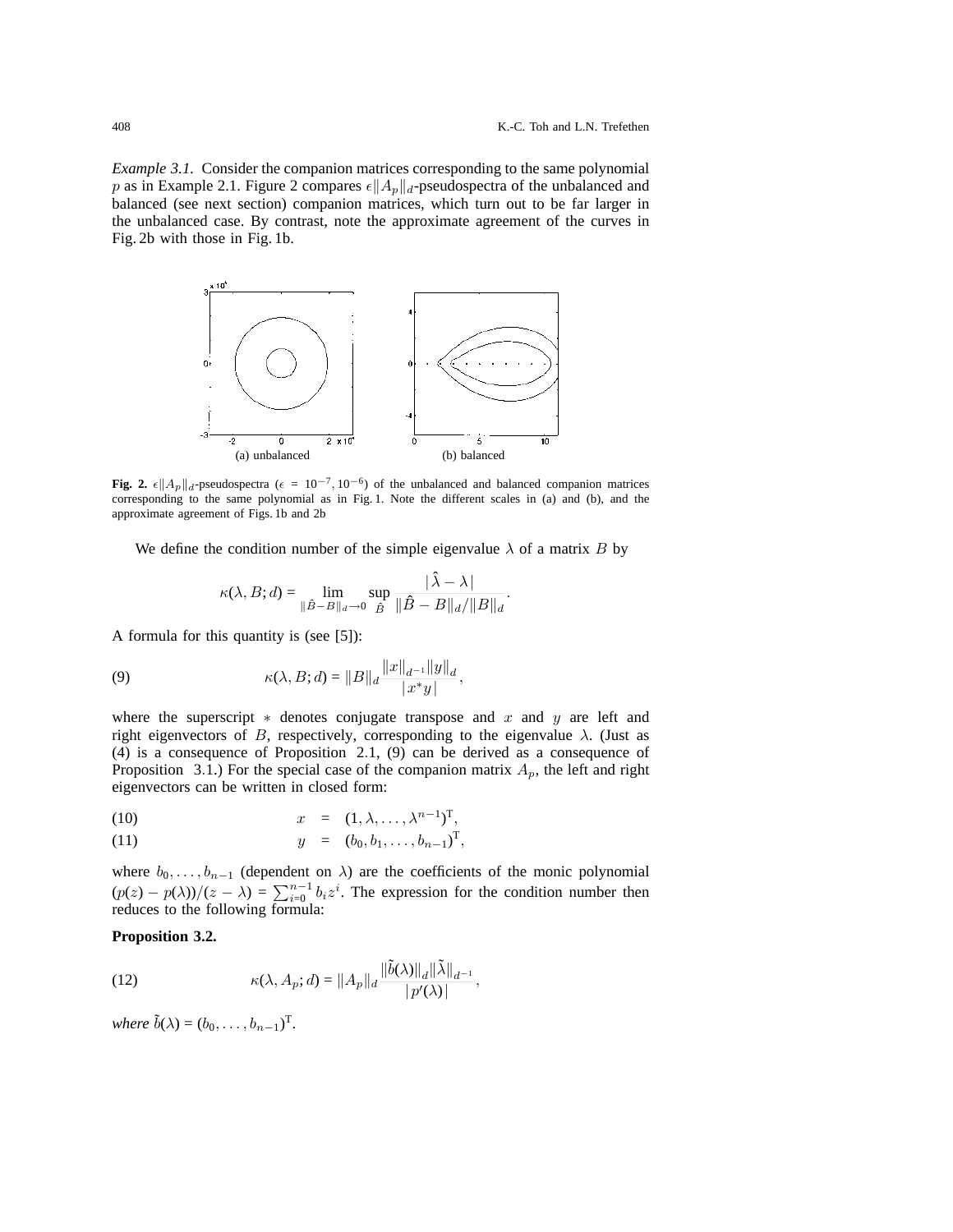*Example 3.1.* Consider the companion matrices corresponding to the same polynomial $p$ as in Example 2.1. Figure 2 compares $\epsilon\|A_p\|_d$-pseudospectra of the unbalanced and balanced (see next section) companion matrices, which turn out to be far larger in the unbalanced case. By contrast, note the approximate agreement of the curves in Fig. 2b with those in Fig. 1b.

(a) unbalanced (b) balanced

**Fig. 2.** $\epsilon\|A_p\|_d$-pseudospectra ($\epsilon = 10^{-7}, 10^{-6}$) of the unbalanced and balanced companion matrices corresponding to the same polynomial as in Fig. 1. Note the different scales in (a) and (b), and the approximate agreement of Figs. 1b and 2b

We define the condition number of the simple eigenvalue $\lambda$ of a matrix $B$ by

$$\kappa(\lambda, B; d) = \lim_{\|\hat{B}-B\|_d \to 0} \sup_{\hat{B}} \frac{|\hat{\lambda} - \lambda|}{\|\hat{B} - B\|_d / \|B\|_d}.$$

A formula for this quantity is (see [5]):

$$\kappa(\lambda, B; d) = \|B\|_d \frac{\|x\|_{d^{-1}} \|y\|_d}{|x^* y|}, \tag{9}$$

where the superscript $*$ denotes conjugate transpose and $x$ and $y$ are left and right eigenvectors of $B$, respectively, corresponding to the eigenvalue $\lambda$. (Just as (4) is a consequence of Proposition 2.1, (9) can be derived as a consequence of Proposition 3.1.) For the special case of the companion matrix $A_p$, the left and right eigenvectors can be written in closed form:

$$x = (1, \lambda, \ldots, \lambda^{n-1})^{\mathrm{T}}, \tag{10}$$

$$y = (b_0, b_1, \ldots, b_{n-1})^{\mathrm{T}}, \tag{11}$$

where $b_0, \ldots, b_{n-1}$ (dependent on $\lambda$) are the coefficients of the monic polynomial $(p(z) - p(\lambda))/(z - \lambda) = \sum_{i=0}^{n-1} b_i z^i$. The expression for the condition number then reduces to the following formula:

**Proposition 3.2.**

$$\kappa(\lambda, A_p; d) = \|A_p\|_d \frac{\|\tilde{b}(\lambda)\|_d \|\tilde{\lambda}\|_{d^{-1}}}{|p'(\lambda)|}, \tag{12}$$

*where* $\tilde{b}(\lambda) = (b_0, \ldots, b_{n-1})^{\mathrm{T}}$.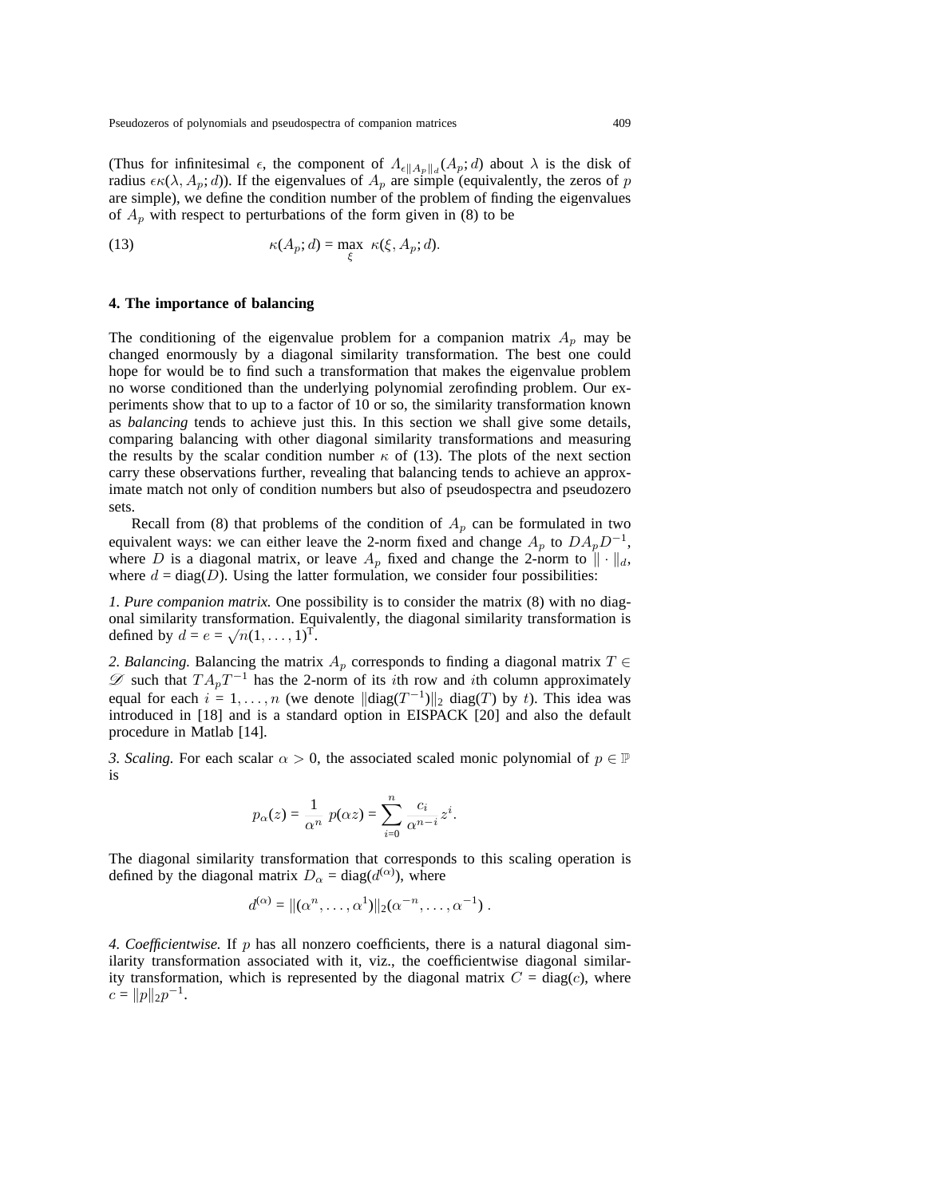(Thus for infinitesimal $\epsilon$, the component of $\Lambda_{\epsilon\|A_p\|_d}(A_p; d)$ about $\lambda$ is the disk of radius $\epsilon\kappa(\lambda, A_p; d)$). If the eigenvalues of $A_p$ are simple (equivalently, the zeros of $p$ are simple), we define the condition number of the problem of finding the eigenvalues of $A_p$ with respect to perturbations of the form given in (8) to be

$$\kappa(A_p; d) = \max_{\xi} \ \kappa(\xi, A_p; d). \tag{13}$$

## 4. The importance of balancing

The conditioning of the eigenvalue problem for a companion matrix $A_p$ may be changed enormously by a diagonal similarity transformation. The best one could hope for would be to find such a transformation that makes the eigenvalue problem no worse conditioned than the underlying polynomial zerofinding problem. Our experiments show that to up to a factor of 10 or so, the similarity transformation known as *balancing* tends to achieve just this. In this section we shall give some details, comparing balancing with other diagonal similarity transformations and measuring the results by the scalar condition number $\kappa$ of (13). The plots of the next section carry these observations further, revealing that balancing tends to achieve an approximate match not only of condition numbers but also of pseudospectra and pseudozero sets.

Recall from (8) that problems of the condition of $A_p$ can be formulated in two equivalent ways: we can either leave the 2-norm fixed and change $A_p$ to $DA_pD^{-1}$, where $D$ is a diagonal matrix, or leave $A_p$ fixed and change the 2-norm to $\| \cdot \|_d$, where $d = \operatorname{diag}(D)$. Using the latter formulation, we consider four possibilities:

*1. Pure companion matrix.* One possibility is to consider the matrix (8) with no diagonal similarity transformation. Equivalently, the diagonal similarity transformation is defined by $d = e = \sqrt{n}(1, \ldots, 1)^{\mathrm{T}}$.

*2. Balancing.* Balancing the matrix $A_p$ corresponds to finding a diagonal matrix $T \in \mathscr{D}$ such that $TA_pT^{-1}$ has the 2-norm of its $i$th row and $i$th column approximately equal for each $i = 1, \ldots, n$ (we denote $\|\operatorname{diag}(T^{-1})\|_2 \operatorname{diag}(T)$ by $t$). This idea was introduced in [18] and is a standard option in EISPACK [20] and also the default procedure in Matlab [14].

*3. Scaling.* For each scalar $\alpha > 0$, the associated scaled monic polynomial of $p \in \mathbb{P}$ is

$$p_\alpha(z) = \frac{1}{\alpha^n} \ p(\alpha z) = \sum_{i=0}^{n} \frac{c_i}{\alpha^{n-i}} z^i.$$

The diagonal similarity transformation that corresponds to this scaling operation is defined by the diagonal matrix $D_\alpha = \operatorname{diag}(d^{(\alpha)})$, where

$$d^{(\alpha)} = \|(\alpha^n, \ldots, \alpha^1)\|_2(\alpha^{-n}, \ldots, \alpha^{-1}) \ .$$

*4. Coefficientwise.* If $p$ has all nonzero coefficients, there is a natural diagonal similarity transformation associated with it, viz., the coefficientwise diagonal similarity transformation, which is represented by the diagonal matrix $C = \operatorname{diag}(c)$, where $c = \|p\|_2 p^{-1}$.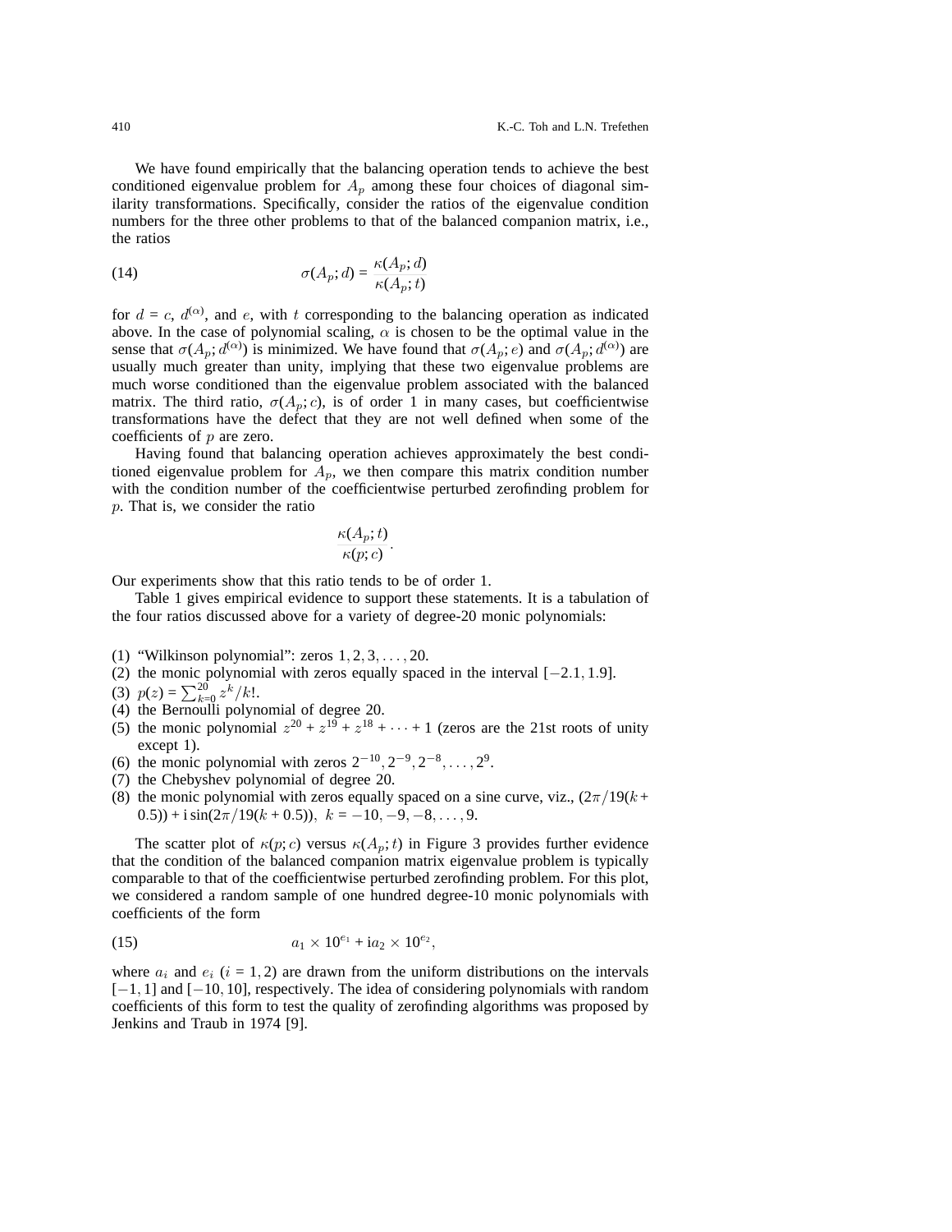We have found empirically that the balancing operation tends to achieve the best conditioned eigenvalue problem for $A_p$ among these four choices of diagonal similarity transformations. Specifically, consider the ratios of the eigenvalue condition numbers for the three other problems to that of the balanced companion matrix, i.e., the ratios

$$\sigma(A_p; d) = \frac{\kappa(A_p; d)}{\kappa(A_p; t)} \tag{14}$$

for $d = c$, $d^{(\alpha)}$, and $e$, with $t$ corresponding to the balancing operation as indicated above. In the case of polynomial scaling, $\alpha$ is chosen to be the optimal value in the sense that $\sigma(A_p; d^{(\alpha)})$ is minimized. We have found that $\sigma(A_p; e)$ and $\sigma(A_p; d^{(\alpha)})$ are usually much greater than unity, implying that these two eigenvalue problems are much worse conditioned than the eigenvalue problem associated with the balanced matrix. The third ratio, $\sigma(A_p; c)$, is of order 1 in many cases, but coefficientwise transformations have the defect that they are not well defined when some of the coefficients of $p$ are zero.

Having found that balancing operation achieves approximately the best conditioned eigenvalue problem for $A_p$, we then compare this matrix condition number with the condition number of the coefficientwise perturbed zerofinding problem for $p$. That is, we consider the ratio

$$\frac{\kappa(A_p; t)}{\kappa(p; c)}.$$

Our experiments show that this ratio tends to be of order 1.

Table 1 gives empirical evidence to support these statements. It is a tabulation of the four ratios discussed above for a variety of degree-20 monic polynomials:

(1) "Wilkinson polynomial": zeros $1, 2, 3, \ldots, 20$.
(2) the monic polynomial with zeros equally spaced in the interval $[-2.1, 1.9]$.
(3) $p(z) = \sum_{k=0}^{20} z^k/k!$.
(4) the Bernoulli polynomial of degree 20.
(5) the monic polynomial $z^{20} + z^{19} + z^{18} + \cdots + 1$ (zeros are the 21st roots of unity except 1).
(6) the monic polynomial with zeros $2^{-10}, 2^{-9}, 2^{-8}, \ldots, 2^{9}$.
(7) the Chebyshev polynomial of degree 20.
(8) the monic polynomial with zeros equally spaced on a sine curve, viz., $(2\pi/19(k + 0.5)) + \mathrm{i}\sin(2\pi/19(k + 0.5))$, $k = -10, -9, -8, \ldots, 9$.

The scatter plot of $\kappa(p; c)$ versus $\kappa(A_p; t)$ in Figure 3 provides further evidence that the condition of the balanced companion matrix eigenvalue problem is typically comparable to that of the coefficientwise perturbed zerofinding problem. For this plot, we considered a random sample of one hundred degree-10 monic polynomials with coefficients of the form

$$a_1 \times 10^{e_1} + \mathrm{i}a_2 \times 10^{e_2}, \tag{15}$$

where $a_i$ and $e_i$ ($i = 1, 2$) are drawn from the uniform distributions on the intervals $[-1, 1]$ and $[-10, 10]$, respectively. The idea of considering polynomials with random coefficients of this form to test the quality of zerofinding algorithms was proposed by Jenkins and Traub in 1974 [9].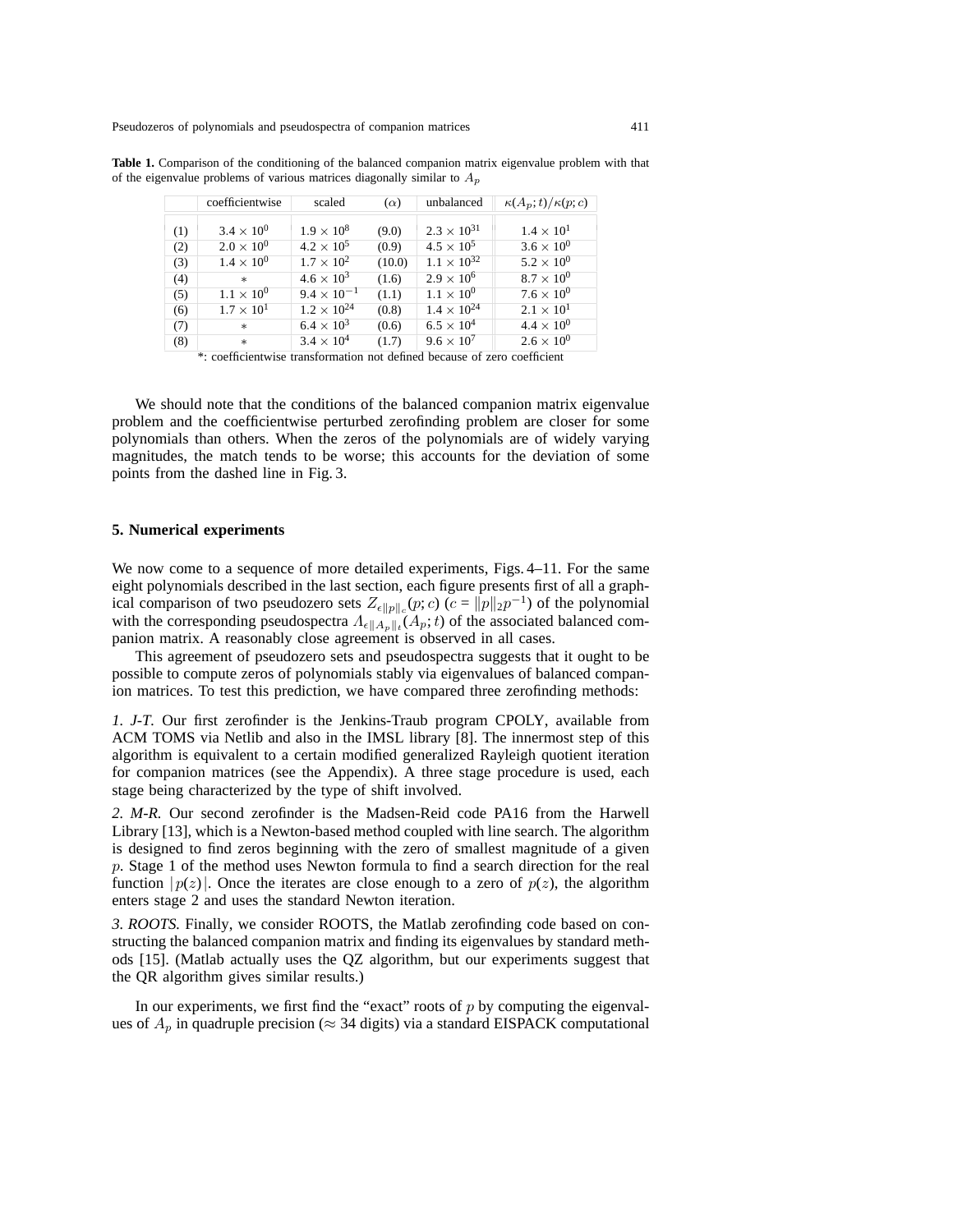**Table 1.** Comparison of the conditioning of the balanced companion matrix eigenvalue problem with that of the eigenvalue problems of various matrices diagonally similar to $A_p$

| | coefficientwise | scaled | $(\alpha)$ | unbalanced | $\kappa(A_p;t)/\kappa(p;c)$ |
|---|---|---|---|---|---|
| (1) | $3.4 \times 10^0$ | $1.9 \times 10^8$ | (9.0) | $2.3 \times 10^{31}$ | $1.4 \times 10^1$ |
| (2) | $2.0 \times 10^0$ | $4.2 \times 10^5$ | (0.9) | $4.5 \times 10^5$ | $3.6 \times 10^0$ |
| (3) | $1.4 \times 10^0$ | $1.7 \times 10^2$ | (10.0) | $1.1 \times 10^{32}$ | $5.2 \times 10^0$ |
| (4) | * | $4.6 \times 10^3$ | (1.6) | $2.9 \times 10^6$ | $8.7 \times 10^0$ |
| (5) | $1.1 \times 10^0$ | $9.4 \times 10^{-1}$ | (1.1) | $1.1 \times 10^0$ | $7.6 \times 10^0$ |
| (6) | $1.7 \times 10^1$ | $1.2 \times 10^{24}$ | (0.8) | $1.4 \times 10^{24}$ | $2.1 \times 10^1$ |
| (7) | * | $6.4 \times 10^3$ | (0.6) | $6.5 \times 10^4$ | $4.4 \times 10^0$ |
| (8) | * | $3.4 \times 10^4$ | (1.7) | $9.6 \times 10^7$ | $2.6 \times 10^0$ |

*: coefficientwise transformation not defined because of zero coefficient

We should note that the conditions of the balanced companion matrix eigenvalue problem and the coefficientwise perturbed zerofinding problem are closer for some polynomials than others. When the zeros of the polynomials are of widely varying magnitudes, the match tends to be worse; this accounts for the deviation of some points from the dashed line in Fig. 3.

## 5. Numerical experiments

We now come to a sequence of more detailed experiments, Figs. 4–11. For the same eight polynomials described in the last section, each figure presents first of all a graphical comparison of two pseudozero sets $Z_{\epsilon\|p\|_c}(p;c)$ ($c = \|p\|_2 p^{-1}$) of the polynomial with the corresponding pseudospectra $\Lambda_{\epsilon\|A_p\|_t}(A_p;t)$ of the associated balanced companion matrix. A reasonably close agreement is observed in all cases.

This agreement of pseudozero sets and pseudospectra suggests that it ought to be possible to compute zeros of polynomials stably via eigenvalues of balanced companion matrices. To test this prediction, we have compared three zerofinding methods:

*1. J-T.* Our first zerofinder is the Jenkins-Traub program CPOLY, available from ACM TOMS via Netlib and also in the IMSL library [8]. The innermost step of this algorithm is equivalent to a certain modified generalized Rayleigh quotient iteration for companion matrices (see the Appendix). A three stage procedure is used, each stage being characterized by the type of shift involved.

*2. M-R.* Our second zerofinder is the Madsen-Reid code PA16 from the Harwell Library [13], which is a Newton-based method coupled with line search. The algorithm is designed to find zeros beginning with the zero of smallest magnitude of a given $p$. Stage 1 of the method uses Newton formula to find a search direction for the real function $|p(z)|$. Once the iterates are close enough to a zero of $p(z)$, the algorithm enters stage 2 and uses the standard Newton iteration.

*3. ROOTS.* Finally, we consider ROOTS, the Matlab zerofinding code based on constructing the balanced companion matrix and finding its eigenvalues by standard methods [15]. (Matlab actually uses the QZ algorithm, but our experiments suggest that the QR algorithm gives similar results.)

In our experiments, we first find the "exact" roots of $p$ by computing the eigenvalues of $A_p$ in quadruple precision ($\approx$ 34 digits) via a standard EISPACK computational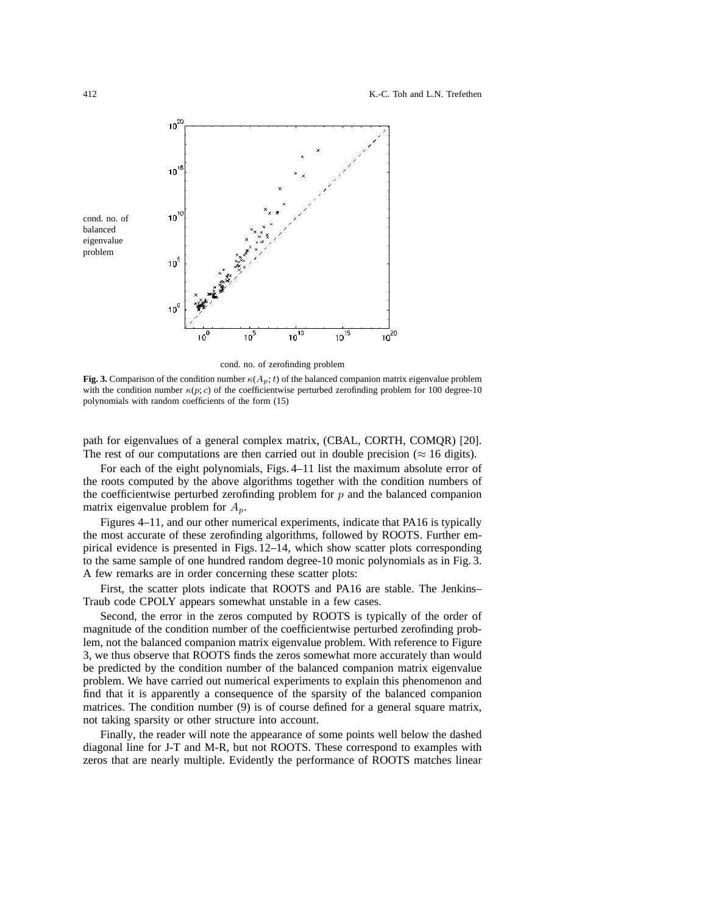cond. no. of balanced eigenvalue problem

cond. no. of zerofinding problem

**Fig. 3.** Comparison of the condition number $\kappa(A_p;t)$ of the balanced companion matrix eigenvalue problem with the condition number $\kappa(p;c)$ of the coefficientwise perturbed zerofinding problem for 100 degree-10 polynomials with random coefficients of the form (15)

path for eigenvalues of a general complex matrix, (CBAL, CORTH, COMQR) [20]. The rest of our computations are then carried out in double precision ($\approx 16$ digits).

For each of the eight polynomials, Figs. 4–11 list the maximum absolute error of the roots computed by the above algorithms together with the condition numbers of the coefficientwise perturbed zerofinding problem for $p$ and the balanced companion matrix eigenvalue problem for $A_p$.

Figures 4–11, and our other numerical experiments, indicate that PA16 is typically the most accurate of these zerofinding algorithms, followed by ROOTS. Further empirical evidence is presented in Figs. 12–14, which show scatter plots corresponding to the same sample of one hundred random degree-10 monic polynomials as in Fig. 3. A few remarks are in order concerning these scatter plots:

First, the scatter plots indicate that ROOTS and PA16 are stable. The Jenkins–Traub code CPOLY appears somewhat unstable in a few cases.

Second, the error in the zeros computed by ROOTS is typically of the order of magnitude of the condition number of the coefficientwise perturbed zerofinding problem, not the balanced companion matrix eigenvalue problem. With reference to Figure 3, we thus observe that ROOTS finds the zeros somewhat more accurately than would be predicted by the condition number of the balanced companion matrix eigenvalue problem. We have carried out numerical experiments to explain this phenomenon and find that it is apparently a consequence of the sparsity of the balanced companion matrices. The condition number (9) is of course defined for a general square matrix, not taking sparsity or other structure into account.

Finally, the reader will note the appearance of some points well below the dashed diagonal line for J-T and M-R, but not ROOTS. These correspond to examples with zeros that are nearly multiple. Evidently the performance of ROOTS matches linear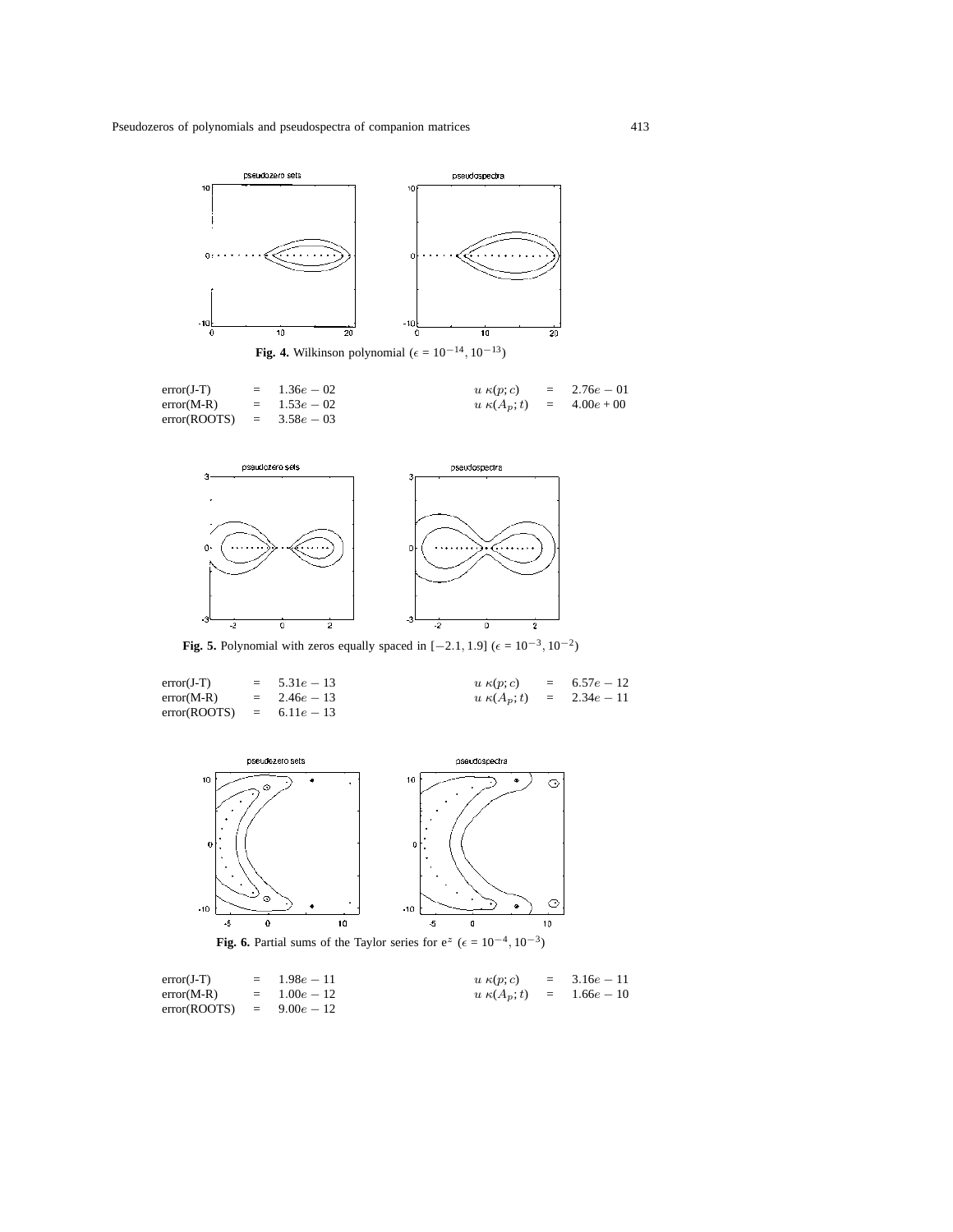**Fig. 4.** Wilkinson polynomial ($\epsilon = 10^{-14}, 10^{-13}$)

error(J-T) $= 1.36e-02$ $\quad u\,\kappa(p;c) = 2.76e-01$
error(M-R) $= 1.53e-02$ $\quad u\,\kappa(A_p;t) = 4.00e+00$
error(ROOTS) $= 3.58e-03$

**Fig. 5.** Polynomial with zeros equally spaced in $[-2.1, 1.9]$ ($\epsilon = 10^{-3}, 10^{-2}$)

error(J-T) $= 5.31e-13$ $\quad u\,\kappa(p;c) = 6.57e-12$
error(M-R) $= 2.46e-13$ $\quad u\,\kappa(A_p;t) = 2.34e-11$
error(ROOTS) $= 6.11e-13$

**Fig. 6.** Partial sums of the Taylor series for $e^z$ ($\epsilon = 10^{-4}, 10^{-3}$)

error(J-T) $= 1.98e-11$ $\quad u\,\kappa(p;c) = 3.16e-11$
error(M-R) $= 1.00e-12$ $\quad u\,\kappa(A_p;t) = 1.66e-10$
error(ROOTS) $= 9.00e-12$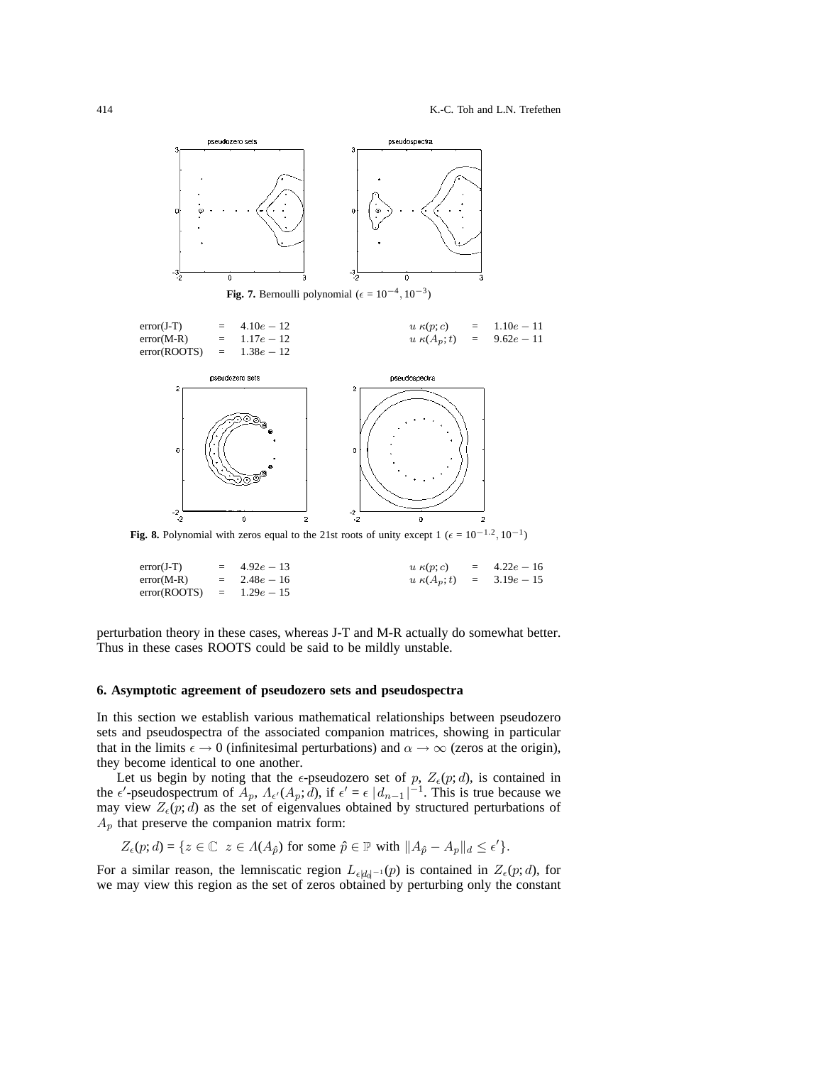**Fig. 7.** Bernoulli polynomial ($\epsilon = 10^{-4}, 10^{-3}$)

| | | | | | |
|---|---|---|---|---|---|
| error(J-T) | = | $4.10e-12$ | $u\ \kappa(p;c)$ | = | $1.10e-11$ |
| error(M-R) | = | $1.17e-12$ | $u\ \kappa(A_p;t)$ | = | $9.62e-11$ |
| error(ROOTS) | = | $1.38e-12$ | | | |

**Fig. 8.** Polynomial with zeros equal to the 21st roots of unity except 1 ($\epsilon = 10^{-1.2}, 10^{-1}$)

| | | | | | |
|---|---|---|---|---|---|
| error(J-T) | = | $4.92e-13$ | $u\ \kappa(p;c)$ | = | $4.22e-16$ |
| error(M-R) | = | $2.48e-16$ | $u\ \kappa(A_p;t)$ | = | $3.19e-15$ |
| error(ROOTS) | = | $1.29e-15$ | | | |

perturbation theory in these cases, whereas J-T and M-R actually do somewhat better. Thus in these cases ROOTS could be said to be mildly unstable.

## 6. Asymptotic agreement of pseudozero sets and pseudospectra

In this section we establish various mathematical relationships between pseudozero sets and pseudospectra of the associated companion matrices, showing in particular that in the limits $\epsilon \to 0$ (infinitesimal perturbations) and $\alpha \to \infty$ (zeros at the origin), they become identical to one another.

Let us begin by noting that the $\epsilon$-pseudozero set of $p$, $Z_\epsilon(p;d)$, is contained in the $\epsilon'$-pseudospectrum of $A_p$, $\Lambda_{\epsilon'}(A_p;d)$, if $\epsilon' = \epsilon\,|d_{n-1}|^{-1}$. This is true because we may view $Z_\epsilon(p;d)$ as the set of eigenvalues obtained by structured perturbations of $A_p$ that preserve the companion matrix form:

$$Z_\epsilon(p;d) = \{z \in \mathbb{C} \;\; z \in \Lambda(A_{\hat{p}}) \text{ for some } \hat{p} \in \mathbb{P} \text{ with } \|A_{\hat{p}} - A_p\|_d \le \epsilon'\}.$$

For a similar reason, the lemniscatic region $L_{\epsilon|d_0|^{-1}}(p)$ is contained in $Z_\epsilon(p;d)$, for we may view this region as the set of zeros obtained by perturbing only the constant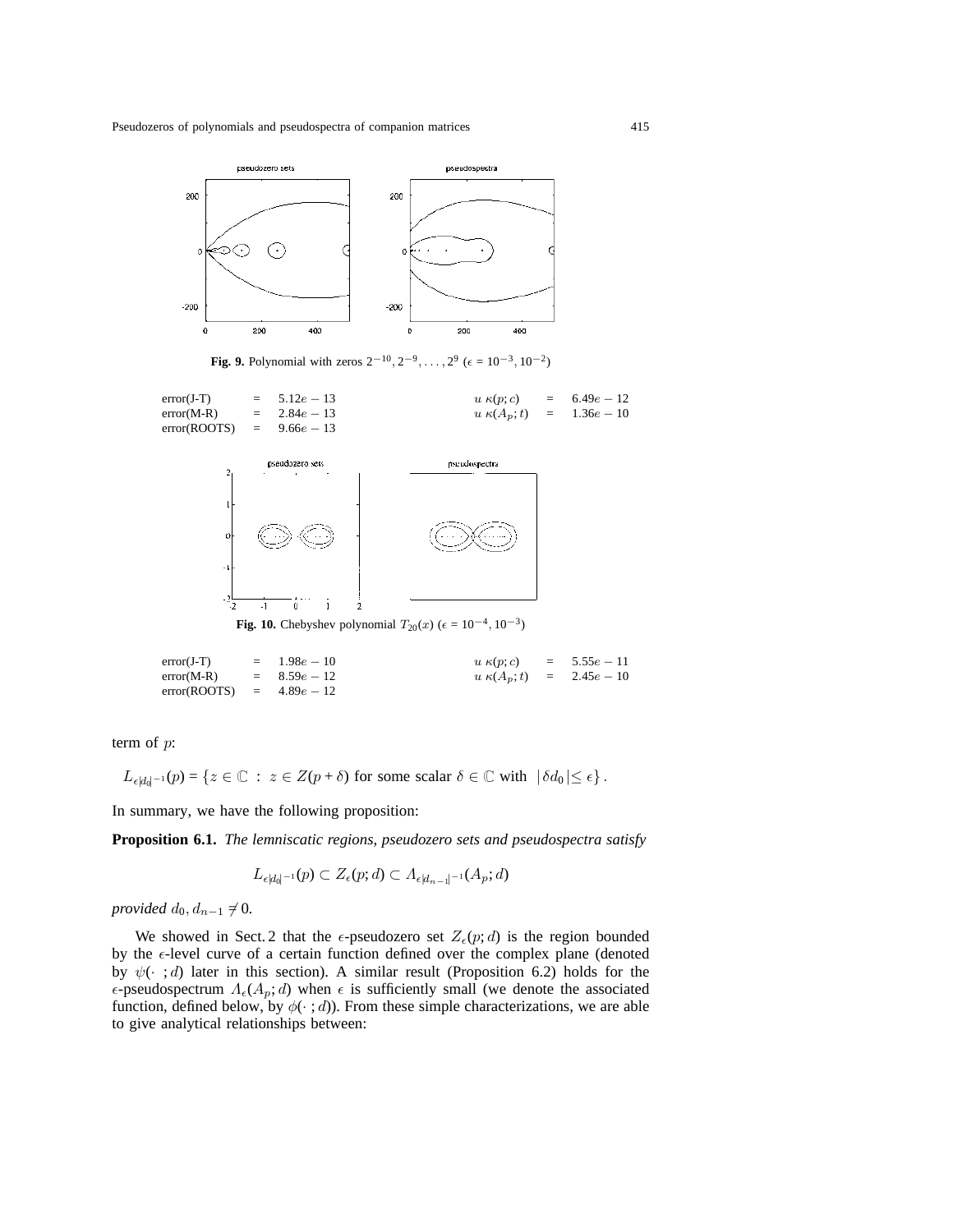**Fig. 9.** Polynomial with zeros $2^{-10}, 2^{-9}, \ldots, 2^{9}$ ($\epsilon = 10^{-3}, 10^{-2}$)

| | | | |
|---|---|---|---|
| error(J-T) = $5.12e-13$ | | $u\ \kappa(p;c)$ = | $6.49e-12$ |
| error(M-R) = $2.84e-13$ | | $u\ \kappa(A_p;t)$ = | $1.36e-10$ |
| error(ROOTS) = $9.66e-13$ | | | |

**Fig. 10.** Chebyshev polynomial $T_{20}(x)$ ($\epsilon = 10^{-4}, 10^{-3}$)

| | | | |
|---|---|---|---|
| error(J-T) = $1.98e-10$ | | $u\ \kappa(p;c)$ = | $5.55e-11$ |
| error(M-R) = $8.59e-12$ | | $u\ \kappa(A_p;t)$ = | $2.45e-10$ |
| error(ROOTS) = $4.89e-12$ | | | |

term of $p$:

$$L_{\epsilon|d_0|^{-1}}(p) = \{z \in \mathbb{C} \ : \ z \in Z(p+\delta) \text{ for some scalar } \delta \in \mathbb{C} \text{ with } |\delta d_0| \leq \epsilon\}.$$

In summary, we have the following proposition:

**Proposition 6.1.** *The lemniscatic regions, pseudozero sets and pseudospectra satisfy*

$$L_{\epsilon|d_0|^{-1}}(p) \subset Z_\epsilon(p;d) \subset \Lambda_{\epsilon|d_{n-1}|^{-1}}(A_p;d)$$

*provided* $d_0, d_{n-1} \neq 0$.

We showed in Sect. 2 that the $\epsilon$-pseudozero set $Z_\epsilon(p;d)$ is the region bounded by the $\epsilon$-level curve of a certain function defined over the complex plane (denoted by $\psi(\cdot\ ;d)$ later in this section). A similar result (Proposition 6.2) holds for the $\epsilon$-pseudospectrum $\Lambda_\epsilon(A_p;d)$ when $\epsilon$ is sufficiently small (we denote the associated function, defined below, by $\phi(\cdot\ ;d)$). From these simple characterizations, we are able to give analytical relationships between: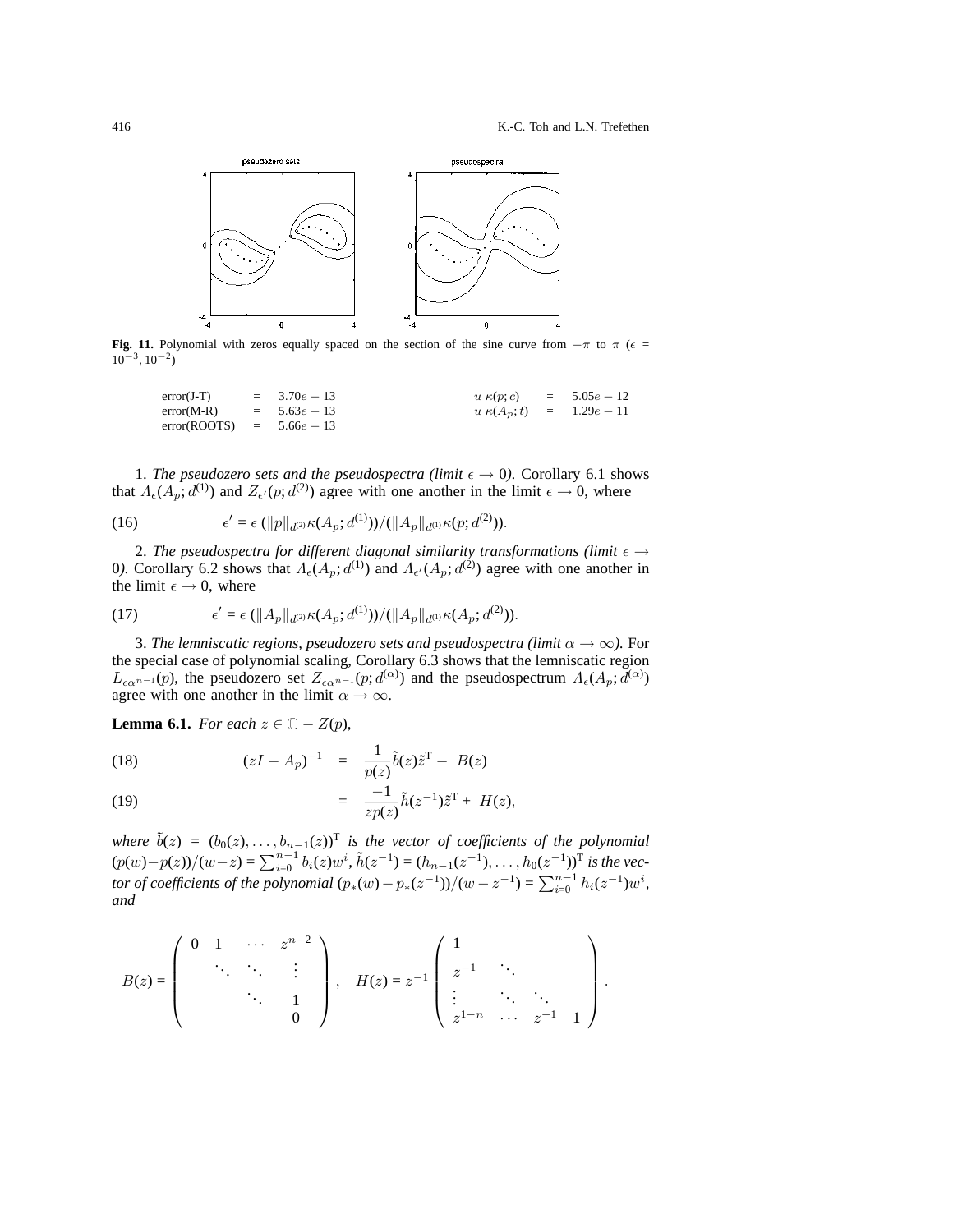**Fig. 11.** Polynomial with zeros equally spaced on the section of the sine curve from $-\pi$ to $\pi$ ($\epsilon = 10^{-3}, 10^{-2}$)

| | | | | | |
|---|---|---|---|---|---|
| error(J-T) | = | $3.70e-13$ | $u\ \kappa(p;c)$ | = | $5.05e-12$ |
| error(M-R) | = | $5.63e-13$ | $u\ \kappa(A_p;t)$ | = | $1.29e-11$ |
| error(ROOTS) | = | $5.66e-13$ | | | |

1. *The pseudozero sets and the pseudospectra (limit $\epsilon \to 0$).* Corollary 6.1 shows that $\Lambda_\epsilon(A_p; d^{(1)})$ and $Z_{\epsilon'}(p; d^{(2)})$ agree with one another in the limit $\epsilon \to 0$, where

$$\epsilon' = \epsilon\,(\|p\|_{d^{(2)}}\kappa(A_p; d^{(1)}))/(\|A_p\|_{d^{(1)}}\kappa(p; d^{(2)})). \tag{16}$$

2. *The pseudospectra for different diagonal similarity transformations (limit $\epsilon \to 0$).* Corollary 6.2 shows that $\Lambda_\epsilon(A_p; d^{(1)})$ and $\Lambda_{\epsilon'}(A_p; d^{(2)})$ agree with one another in the limit $\epsilon \to 0$, where

$$\epsilon' = \epsilon\,(\|A_p\|_{d^{(2)}}\kappa(A_p; d^{(1)}))/(\|A_p\|_{d^{(1)}}\kappa(A_p; d^{(2)})). \tag{17}$$

3. *The lemniscatic regions, pseudozero sets and pseudospectra (limit $\alpha \to \infty$).* For the special case of polynomial scaling, Corollary 6.3 shows that the lemniscatic region $L_{\epsilon\alpha^{n-1}}(p)$, the pseudozero set $Z_{\epsilon\alpha^{n-1}}(p; d^{(\alpha)})$ and the pseudospectrum $\Lambda_\epsilon(A_p; d^{(\alpha)})$ agree with one another in the limit $\alpha \to \infty$.

**Lemma 6.1.** *For each $z \in \mathbb{C} - Z(p)$,*

$$(zI - A_p)^{-1} = \frac{1}{p(z)}\tilde{b}(z)\tilde{z}^{\mathrm{T}} - B(z) \tag{18}$$

$$= \frac{-1}{zp(z)}\tilde{h}(z^{-1})\tilde{z}^{\mathrm{T}} + H(z), \tag{19}$$

*where $\tilde{b}(z) = (b_0(z), \ldots, b_{n-1}(z))^{\mathrm{T}}$ is the vector of coefficients of the polynomial $(p(w)-p(z))/(w-z) = \sum_{i=0}^{n-1} b_i(z)w^i$, $\tilde{h}(z^{-1}) = (h_{n-1}(z^{-1}), \ldots, h_0(z^{-1}))^{\mathrm{T}}$ is the vector of coefficients of the polynomial $(p_*(w) - p_*(z^{-1}))/(w - z^{-1}) = \sum_{i=0}^{n-1} h_i(z^{-1})w^i$, and*

$$B(z) = \begin{pmatrix} 0 & 1 & \cdots & z^{n-2} \\ & \ddots & \ddots & \vdots \\ & & \ddots & 1 \\ & & & 0 \end{pmatrix}, \quad H(z) = z^{-1}\begin{pmatrix} 1 & & & \\ z^{-1} & \ddots & & \\ \vdots & \ddots & \ddots & \\ z^{1-n} & \cdots & z^{-1} & 1 \end{pmatrix}.$$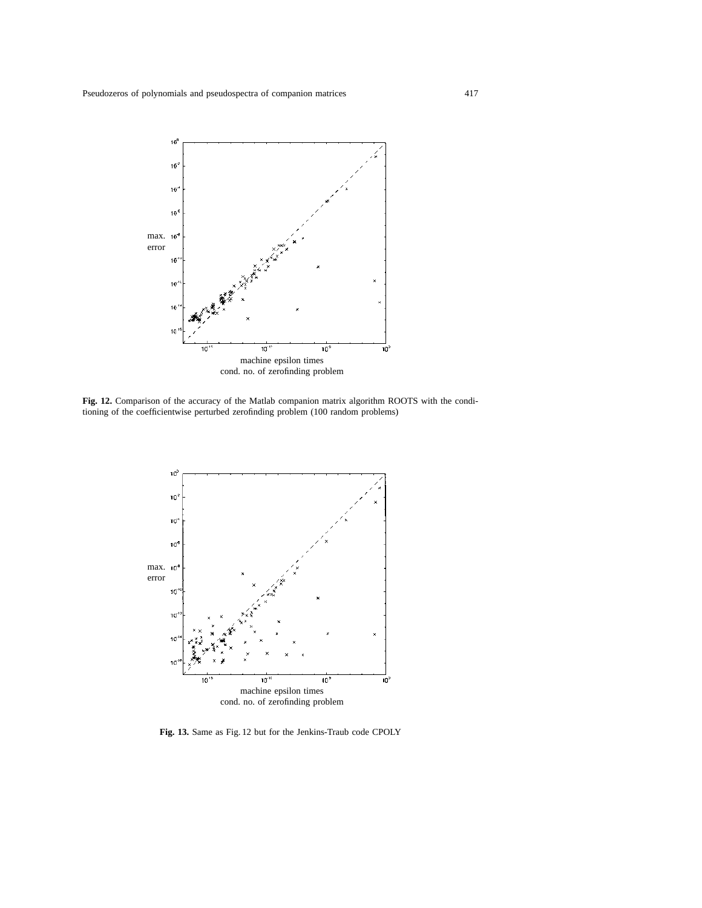max. error

machine epsilon times
cond. no. of zerofinding problem

**Fig. 12.** Comparison of the accuracy of the Matlab companion matrix algorithm ROOTS with the conditioning of the coefficientwise perturbed zerofinding problem (100 random problems)

max. error

machine epsilon times
cond. no. of zerofinding problem

**Fig. 13.** Same as Fig. 12 but for the Jenkins-Traub code CPOLY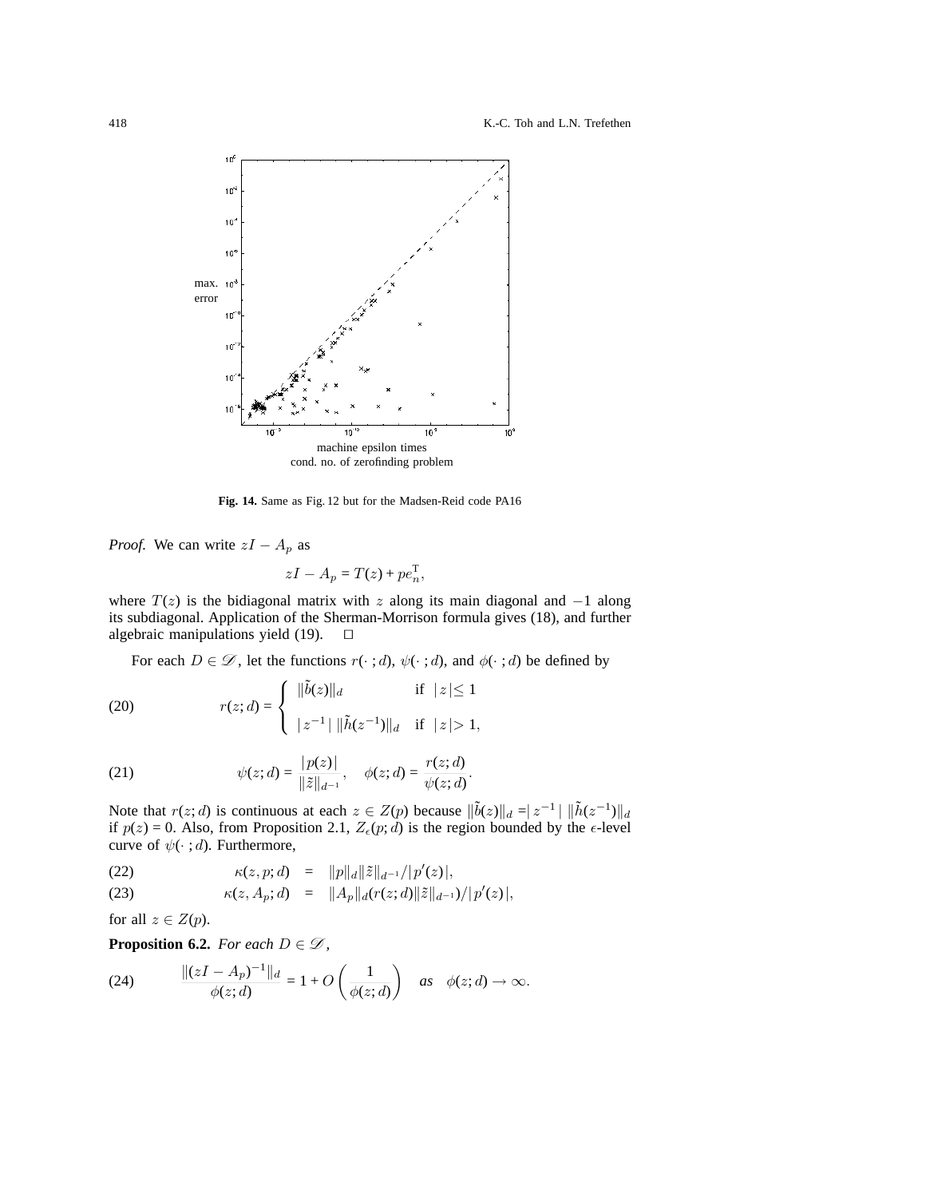Fig. 14. Same as Fig. 12 but for the Madsen-Reid code PA16

*Proof.* We can write $zI - A_p$ as

$$zI - A_p = T(z) + pe_n^{\mathrm{T}},$$

where $T(z)$ is the bidiagonal matrix with $z$ along its main diagonal and $-1$ along its subdiagonal. Application of the Sherman-Morrison formula gives (18), and further algebraic manipulations yield (19). $\square$

For each $D \in \mathscr{D}$, let the functions $r(\cdot\,; d)$, $\psi(\cdot\,; d)$, and $\phi(\cdot\,; d)$ be defined by

$$r(z; d) = \begin{cases} \|\tilde{b}(z)\|_d & \text{if } |z| \le 1 \\ |z^{-1}|\, \|\tilde{h}(z^{-1})\|_d & \text{if } |z| > 1, \end{cases} \tag{20}$$

$$\psi(z; d) = \frac{|p(z)|}{\|\tilde{z}\|_{d^{-1}}}, \quad \phi(z; d) = \frac{r(z; d)}{\psi(z; d)}. \tag{21}$$

Note that $r(z; d)$ is continuous at each $z \in Z(p)$ because $\|\tilde{b}(z)\|_d = |z^{-1}|\, \|\tilde{h}(z^{-1})\|_d$ if $p(z) = 0$. Also, from Proposition 2.1, $Z_\epsilon(p; d)$ is the region bounded by the $\epsilon$-level curve of $\psi(\cdot\,; d)$. Furthermore,

$$\kappa(z, p; d) \;=\; \|p\|_d \|\tilde{z}\|_{d^{-1}} / |p'(z)|, \tag{22}$$

$$\kappa(z, A_p; d) \;=\; \|A_p\|_d (r(z; d) \|\tilde{z}\|_{d^{-1}}) / |p'(z)|, \tag{23}$$

for all $z \in Z(p)$.

**Proposition 6.2.** *For each* $D \in \mathscr{D}$,

$$\frac{\|(zI - A_p)^{-1}\|_d}{\phi(z; d)} = 1 + O\left(\frac{1}{\phi(z; d)}\right) \quad \textit{as} \quad \phi(z; d) \to \infty. \tag{24}$$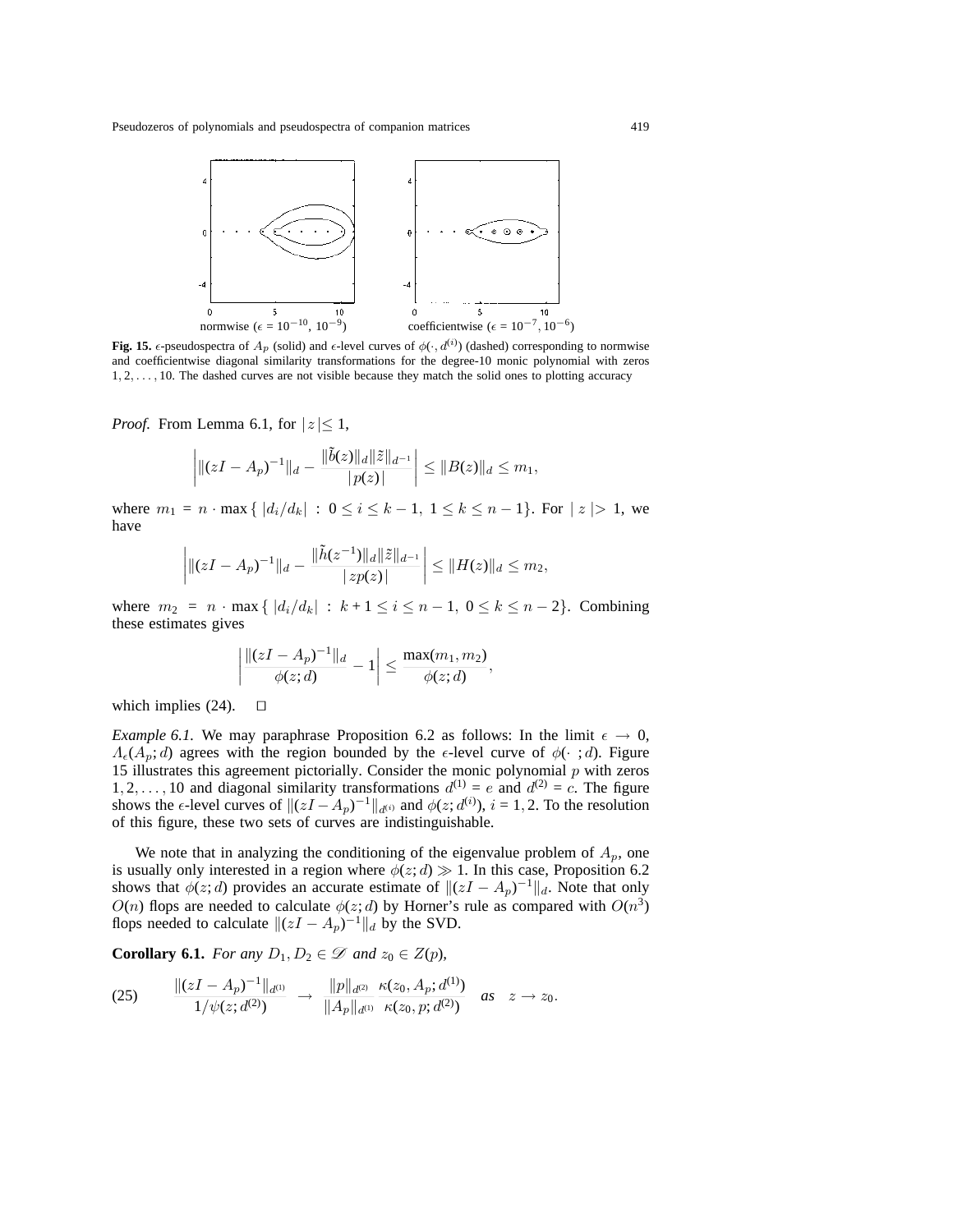normwise ($\epsilon = 10^{-10}$, $10^{-9}$) coefficientwise ($\epsilon = 10^{-7}, 10^{-6}$)

**Fig. 15.** $\epsilon$-pseudospectra of $A_p$ (solid) and $\epsilon$-level curves of $\phi(\cdot, d^{(i)})$ (dashed) corresponding to normwise and coefficientwise diagonal similarity transformations for the degree-10 monic polynomial with zeros $1, 2, \ldots, 10$. The dashed curves are not visible because they match the solid ones to plotting accuracy

*Proof.* From Lemma 6.1, for $|z| \leq 1$,

$$\left| \|(zI - A_p)^{-1}\|_d - \frac{\|\tilde{b}(z)\|_d \|\tilde{z}\|_{d^{-1}}}{|p(z)|} \right| \leq \|B(z)\|_d \leq m_1,$$

where $m_1 = n \cdot \max\{ |d_i/d_k| : 0 \leq i \leq k-1, \ 1 \leq k \leq n-1\}$. For $|z| > 1$, we have

$$\left| \|(zI - A_p)^{-1}\|_d - \frac{\|\tilde{h}(z^{-1})\|_d \|\tilde{z}\|_{d^{-1}}}{|zp(z)|} \right| \leq \|H(z)\|_d \leq m_2,$$

where $m_2 = n \cdot \max\{ |d_i/d_k| : k+1 \leq i \leq n-1, \ 0 \leq k \leq n-2\}$. Combining these estimates gives

$$\left| \frac{\|(zI - A_p)^{-1}\|_d}{\phi(z; d)} - 1 \right| \leq \frac{\max(m_1, m_2)}{\phi(z; d)},$$

which implies (24). □

*Example 6.1.* We may paraphrase Proposition 6.2 as follows: In the limit $\epsilon \to 0$, $\Lambda_\epsilon(A_p; d)$ agrees with the region bounded by the $\epsilon$-level curve of $\phi(\cdot\ ; d)$. Figure 15 illustrates this agreement pictorially. Consider the monic polynomial $p$ with zeros $1, 2, \ldots, 10$ and diagonal similarity transformations $d^{(1)} = e$ and $d^{(2)} = c$. The figure shows the $\epsilon$-level curves of $\|(zI - A_p)^{-1}\|_{d^{(i)}}$ and $\phi(z; d^{(i)})$, $i = 1, 2$. To the resolution of this figure, these two sets of curves are indistinguishable.

We note that in analyzing the conditioning of the eigenvalue problem of $A_p$, one is usually only interested in a region where $\phi(z; d) \gg 1$. In this case, Proposition 6.2 shows that $\phi(z; d)$ provides an accurate estimate of $\|(zI - A_p)^{-1}\|_d$. Note that only $O(n)$ flops are needed to calculate $\phi(z; d)$ by Horner's rule as compared with $O(n^3)$ flops needed to calculate $\|(zI - A_p)^{-1}\|_d$ by the SVD.

**Corollary 6.1.** *For any $D_1, D_2 \in \mathscr{D}$ and $z_0 \in Z(p)$,*

$$\text{(25)} \qquad \frac{\|(zI - A_p)^{-1}\|_{d^{(1)}}}{1/\psi(z; d^{(2)})} \to \frac{\|p\|_{d^{(2)}}}{\|A_p\|_{d^{(1)}}} \frac{\kappa(z_0, A_p; d^{(1)})}{\kappa(z_0, p; d^{(2)})} \quad \textit{as} \quad z \to z_0.$$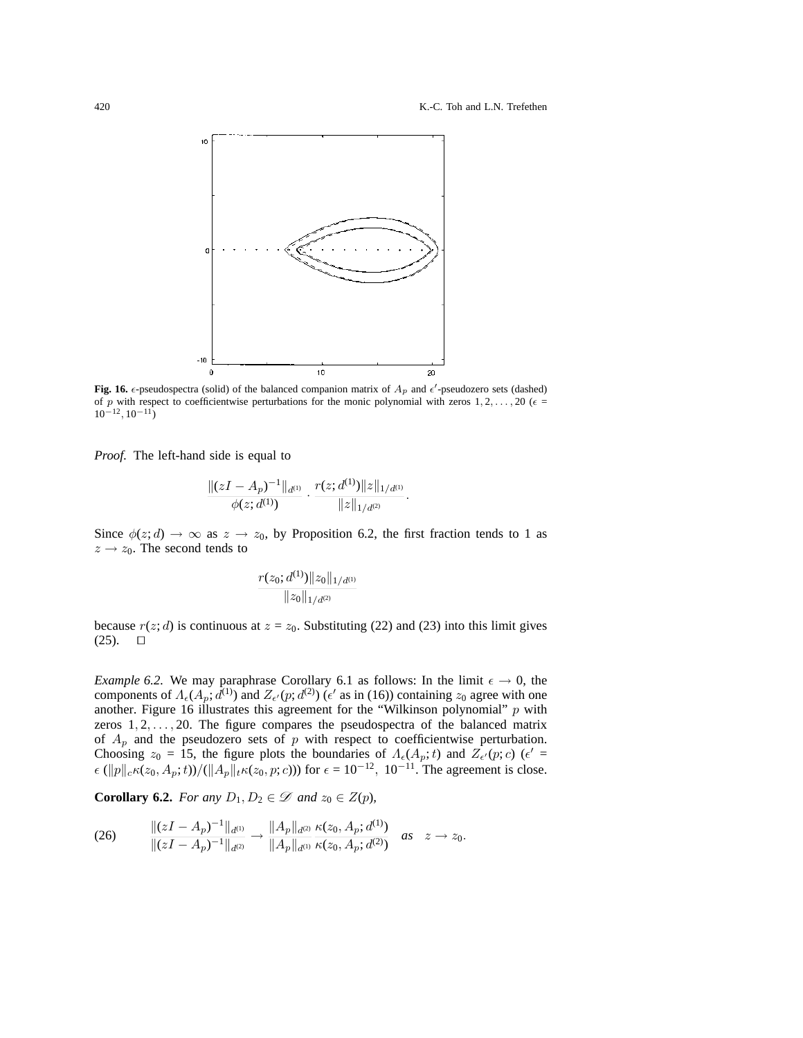**Fig. 16.** $\epsilon$-pseudospectra (solid) of the balanced companion matrix of $A_p$ and $\epsilon'$-pseudozero sets (dashed) of $p$ with respect to coefficientwise perturbations for the monic polynomial with zeros $1, 2, \ldots, 20$ ($\epsilon = 10^{-12}, 10^{-11}$)

*Proof.* The left-hand side is equal to

$$\frac{\|(zI - A_p)^{-1}\|_{d^{(1)}}}{\phi(z; d^{(1)})} \cdot \frac{r(z; d^{(1)})\|z\|_{1/d^{(1)}}}{\|z\|_{1/d^{(2)}}}.$$

Since $\phi(z; d) \to \infty$ as $z \to z_0$, by Proposition 6.2, the first fraction tends to 1 as $z \to z_0$. The second tends to

$$\frac{r(z_0; d^{(1)})\|z_0\|_{1/d^{(1)}}}{\|z_0\|_{1/d^{(2)}}}$$

because $r(z; d)$ is continuous at $z = z_0$. Substituting (22) and (23) into this limit gives (25). $\square$

*Example 6.2.* We may paraphrase Corollary 6.1 as follows: In the limit $\epsilon \to 0$, the components of $\Lambda_\epsilon(A_p; d^{(1)})$ and $Z_{\epsilon'}(p; d^{(2)})$ ($\epsilon'$ as in (16)) containing $z_0$ agree with one another. Figure 16 illustrates this agreement for the "Wilkinson polynomial" $p$ with zeros $1, 2, \ldots, 20$. The figure compares the pseudospectra of the balanced matrix of $A_p$ and the pseudozero sets of $p$ with respect to coefficientwise perturbation. Choosing $z_0 = 15$, the figure plots the boundaries of $\Lambda_\epsilon(A_p; t)$ and $Z_{\epsilon'}(p; c)$ ($\epsilon' = \epsilon\,(\|p\|_c \kappa(z_0, A_p; t))/(\|A_p\|_t \kappa(z_0, p; c))$) for $\epsilon = 10^{-12},\ 10^{-11}$. The agreement is close.

**Corollary 6.2.** *For any $D_1, D_2 \in \mathscr{D}$ and $z_0 \in Z(p)$,*

$$\frac{\|(zI - A_p)^{-1}\|_{d^{(1)}}}{\|(zI - A_p)^{-1}\|_{d^{(2)}}} \to \frac{\|A_p\|_{d^{(2)}}}{\|A_p\|_{d^{(1)}}} \frac{\kappa(z_0, A_p; d^{(1)})}{\kappa(z_0, A_p; d^{(2)})} \quad as \quad z \to z_0. \tag{26}$$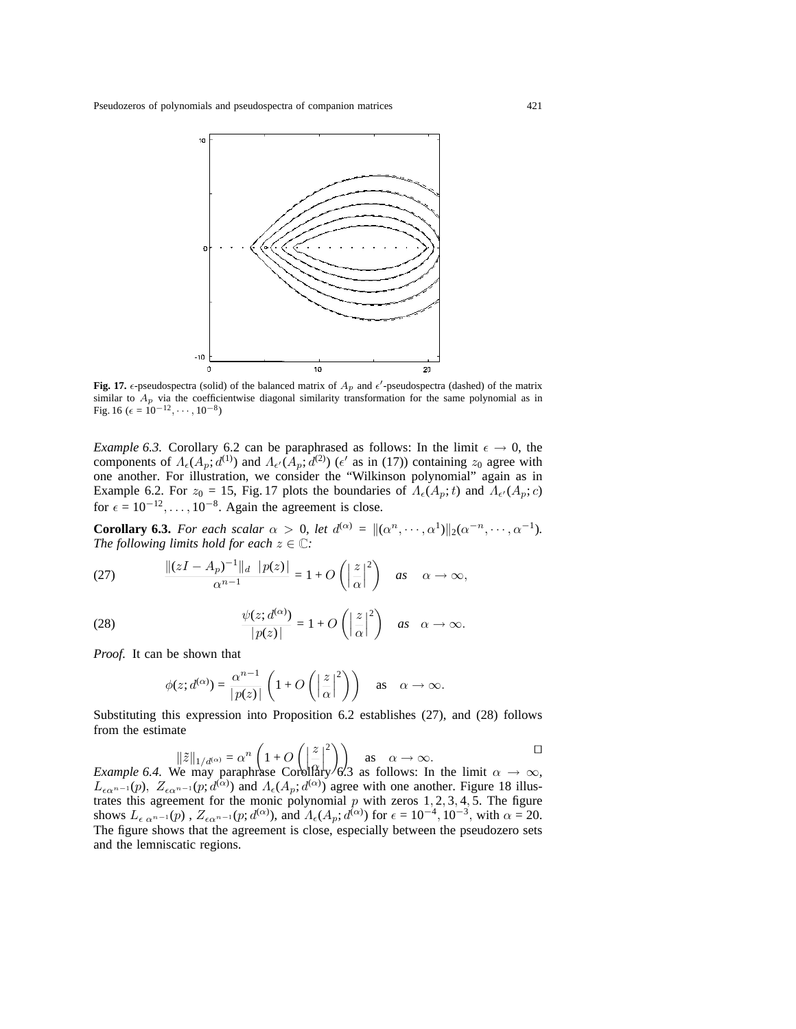**Fig. 17.** $\epsilon$-pseudospectra (solid) of the balanced matrix of $A_p$ and $\epsilon'$-pseudospectra (dashed) of the matrix similar to $A_p$ via the coefficientwise diagonal similarity transformation for the same polynomial as in Fig. 16 ($\epsilon = 10^{-12}, \cdots, 10^{-8}$)

*Example 6.3.* Corollary 6.2 can be paraphrased as follows: In the limit $\epsilon \to 0$, the components of $\Lambda_\epsilon(A_p; d^{(1)})$ and $\Lambda_{\epsilon'}(A_p; d^{(2)})$ ($\epsilon'$ as in (17)) containing $z_0$ agree with one another. For illustration, we consider the "Wilkinson polynomial" again as in Example 6.2. For $z_0 = 15$, Fig. 17 plots the boundaries of $\Lambda_\epsilon(A_p; t)$ and $\Lambda_{\epsilon'}(A_p; c)$ for $\epsilon = 10^{-12}, \ldots, 10^{-8}$. Again the agreement is close.

**Corollary 6.3.** *For each scalar $\alpha > 0$, let $d^{(\alpha)} = \|(\alpha^n, \cdots, \alpha^1)\|_2(\alpha^{-n}, \cdots, \alpha^{-1})$. The following limits hold for each $z \in \mathbb{C}$:*

$$\frac{\|(zI - A_p)^{-1}\|_d \ |p(z)|}{\alpha^{n-1}} = 1 + O\left(\left|\frac{z}{\alpha}\right|^2\right) \quad \textit{as} \quad \alpha \to \infty, \tag{27}$$

$$\frac{\psi(z; d^{(\alpha)})}{|p(z)|} = 1 + O\left(\left|\frac{z}{\alpha}\right|^2\right) \quad \textit{as} \quad \alpha \to \infty. \tag{28}$$

*Proof.* It can be shown that

$$\phi(z; d^{(\alpha)}) = \frac{\alpha^{n-1}}{|p(z)|}\left(1 + O\left(\left|\frac{z}{\alpha}\right|^2\right)\right) \quad \text{as} \quad \alpha \to \infty.$$

Substituting this expression into Proposition 6.2 establishes (27), and (28) follows from the estimate

$$\|\tilde{z}\|_{1/d^{(\alpha)}} = \alpha^n \left(1 + O\left(\left|\frac{z}{\alpha}\right|^2\right)\right) \quad \text{as} \quad \alpha \to \infty.$$

□

*Example 6.4.* We may paraphrase Corollary 6.3 as follows: In the limit $\alpha \to \infty$, $L_{\epsilon\alpha^{n-1}}(p)$, $Z_{\epsilon\alpha^{n-1}}(p; d^{(\alpha)})$ and $\Lambda_\epsilon(A_p; d^{(\alpha)})$ agree with one another. Figure 18 illustrates this agreement for the monic polynomial $p$ with zeros $1, 2, 3, 4, 5$. The figure shows $L_{\epsilon\,\alpha^{n-1}}(p)$, $Z_{\epsilon\alpha^{n-1}}(p; d^{(\alpha)})$, and $\Lambda_\epsilon(A_p; d^{(\alpha)})$ for $\epsilon = 10^{-4}, 10^{-3}$, with $\alpha = 20$. The figure shows that the agreement is close, especially between the pseudozero sets and the lemniscatic regions.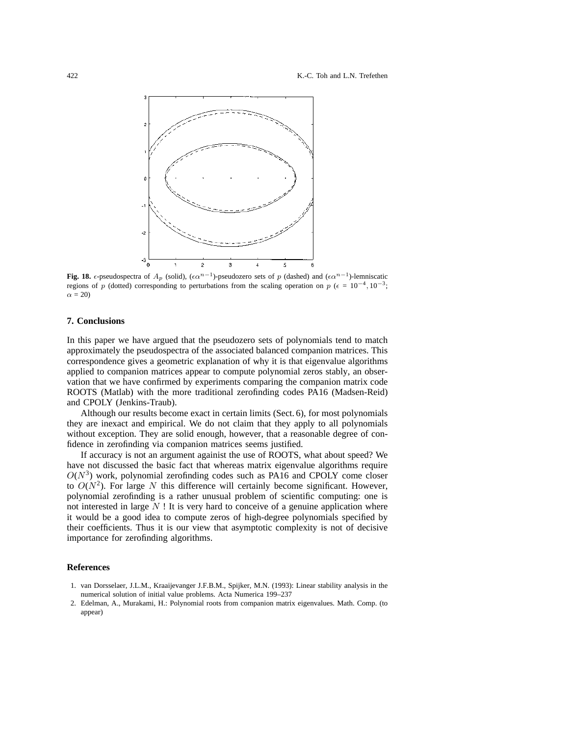**Fig. 18.** $\epsilon$-pseudospectra of $A_p$ (solid), $(\epsilon\alpha^{n-1})$-pseudozero sets of $p$ (dashed) and $(\epsilon\alpha^{n-1})$-lemniscatic regions of $p$ (dotted) corresponding to perturbations from the scaling operation on $p$ ($\epsilon = 10^{-4}, 10^{-3}$; $\alpha = 20$)

## 7. Conclusions

In this paper we have argued that the pseudozero sets of polynomials tend to match approximately the pseudospectra of the associated balanced companion matrices. This correspondence gives a geometric explanation of why it is that eigenvalue algorithms applied to companion matrices appear to compute polynomial zeros stably, an observation that we have confirmed by experiments comparing the companion matrix code ROOTS (Matlab) with the more traditional zerofinding codes PA16 (Madsen-Reid) and CPOLY (Jenkins-Traub).

Although our results become exact in certain limits (Sect. 6), for most polynomials they are inexact and empirical. We do not claim that they apply to all polynomials without exception. They are solid enough, however, that a reasonable degree of confidence in zerofinding via companion matrices seems justified.

If accuracy is not an argument agaisnt the use of ROOTS, what about speed? We have not discussed the basic fact that whereas matrix eigenvalue algorithms require $O(N^3)$ work, polynomial zerofinding codes such as PA16 and CPOLY come closer to $O(N^2)$. For large $N$ this difference will certainly become significant. However, polynomial zerofinding is a rather unusual problem of scientific computing: one is not interested in large $N$ ! It is very hard to conceive of a genuine application where it would be a good idea to compute zeros of high-degree polynomials specified by their coefficients. Thus it is our view that asymptotic complexity is not of decisive importance for zerofinding algorithms.

## References

1. van Dorsselaer, J.L.M., Kraaijevanger J.F.B.M., Spijker, M.N. (1993): Linear stability analysis in the numerical solution of initial value problems. Acta Numerica 199–237
2. Edelman, A., Murakami, H.: Polynomial roots from companion matrix eigenvalues. Math. Comp. (to appear)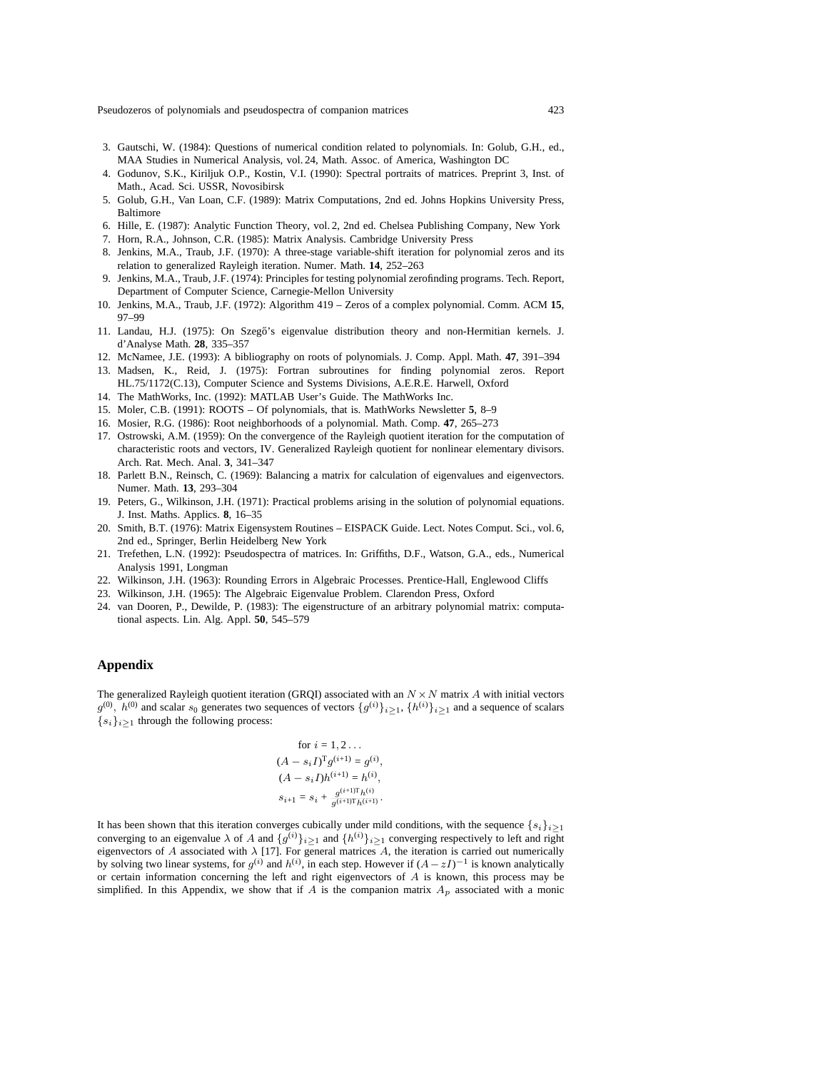3. Gautschi, W. (1984): Questions of numerical condition related to polynomials. In: Golub, G.H., ed., MAA Studies in Numerical Analysis, vol. 24, Math. Assoc. of America, Washington DC
4. Godunov, S.K., Kiriljuk O.P., Kostin, V.I. (1990): Spectral portraits of matrices. Preprint 3, Inst. of Math., Acad. Sci. USSR, Novosibirsk
5. Golub, G.H., Van Loan, C.F. (1989): Matrix Computations, 2nd ed. Johns Hopkins University Press, Baltimore
6. Hille, E. (1987): Analytic Function Theory, vol. 2, 2nd ed. Chelsea Publishing Company, New York
7. Horn, R.A., Johnson, C.R. (1985): Matrix Analysis. Cambridge University Press
8. Jenkins, M.A., Traub, J.F. (1970): A three-stage variable-shift iteration for polynomial zeros and its relation to generalized Rayleigh iteration. Numer. Math. **14**, 252–263
9. Jenkins, M.A., Traub, J.F. (1974): Principles for testing polynomial zerofinding programs. Tech. Report, Department of Computer Science, Carnegie-Mellon University
10. Jenkins, M.A., Traub, J.F. (1972): Algorithm 419 – Zeros of a complex polynomial. Comm. ACM **15**, 97–99
11. Landau, H.J. (1975): On Szegő's eigenvalue distribution theory and non-Hermitian kernels. J. d'Analyse Math. **28**, 335–357
12. McNamee, J.E. (1993): A bibliography on roots of polynomials. J. Comp. Appl. Math. **47**, 391–394
13. Madsen, K., Reid, J. (1975): Fortran subroutines for finding polynomial zeros. Report HL.75/1172(C.13), Computer Science and Systems Divisions, A.E.R.E. Harwell, Oxford
14. The MathWorks, Inc. (1992): MATLAB User's Guide. The MathWorks Inc.
15. Moler, C.B. (1991): ROOTS – Of polynomials, that is. MathWorks Newsletter **5**, 8–9
16. Mosier, R.G. (1986): Root neighborhoods of a polynomial. Math. Comp. **47**, 265–273
17. Ostrowski, A.M. (1959): On the convergence of the Rayleigh quotient iteration for the computation of characteristic roots and vectors, IV. Generalized Rayleigh quotient for nonlinear elementary divisors. Arch. Rat. Mech. Anal. **3**, 341–347
18. Parlett B.N., Reinsch, C. (1969): Balancing a matrix for calculation of eigenvalues and eigenvectors. Numer. Math. **13**, 293–304
19. Peters, G., Wilkinson, J.H. (1971): Practical problems arising in the solution of polynomial equations. J. Inst. Maths. Applics. **8**, 16–35
20. Smith, B.T. (1976): Matrix Eigensystem Routines – EISPACK Guide. Lect. Notes Comput. Sci., vol. 6, 2nd ed., Springer, Berlin Heidelberg New York
21. Trefethen, L.N. (1992): Pseudospectra of matrices. In: Griffiths, D.F., Watson, G.A., eds., Numerical Analysis 1991, Longman
22. Wilkinson, J.H. (1963): Rounding Errors in Algebraic Processes. Prentice-Hall, Englewood Cliffs
23. Wilkinson, J.H. (1965): The Algebraic Eigenvalue Problem. Clarendon Press, Oxford
24. van Dooren, P., Dewilde, P. (1983): The eigenstructure of an arbitrary polynomial matrix: computational aspects. Lin. Alg. Appl. **50**, 545–579

## Appendix

The generalized Rayleigh quotient iteration (GRQI) associated with an $N \times N$ matrix $A$ with initial vectors $g^{(0)}$, $h^{(0)}$ and scalar $s_0$ generates two sequences of vectors $\{g^{(i)}\}_{i\geq 1}$, $\{h^{(i)}\}_{i\geq 1}$ and a sequence of scalars $\{s_i\}_{i\geq 1}$ through the following process:

$$
\begin{gathered}
\text{for } i = 1, 2 \ldots \\
(A - s_i I)^{\mathrm{T}} g^{(i+1)} = g^{(i)}, \\
(A - s_i I) h^{(i+1)} = h^{(i)}, \\
s_{i+1} = s_i + \frac{g^{(i+1)\mathrm{T}} h^{(i)}}{g^{(i+1)\mathrm{T}} h^{(i+1)}}.
\end{gathered}
$$

It has been shown that this iteration converges cubically under mild conditions, with the sequence $\{s_i\}_{i\geq 1}$ converging to an eigenvalue $\lambda$ of $A$ and $\{g^{(i)}\}_{i\geq 1}$ and $\{h^{(i)}\}_{i\geq 1}$ converging respectively to left and right eigenvectors of $A$ associated with $\lambda$ [17]. For general matrices $A$, the iteration is carried out numerically by solving two linear systems, for $g^{(i)}$ and $h^{(i)}$, in each step. However if $(A - zI)^{-1}$ is known analytically or certain information concerning the left and right eigenvectors of $A$ is known, this process may be simplified. In this Appendix, we show that if $A$ is the companion matrix $A_p$ associated with a monic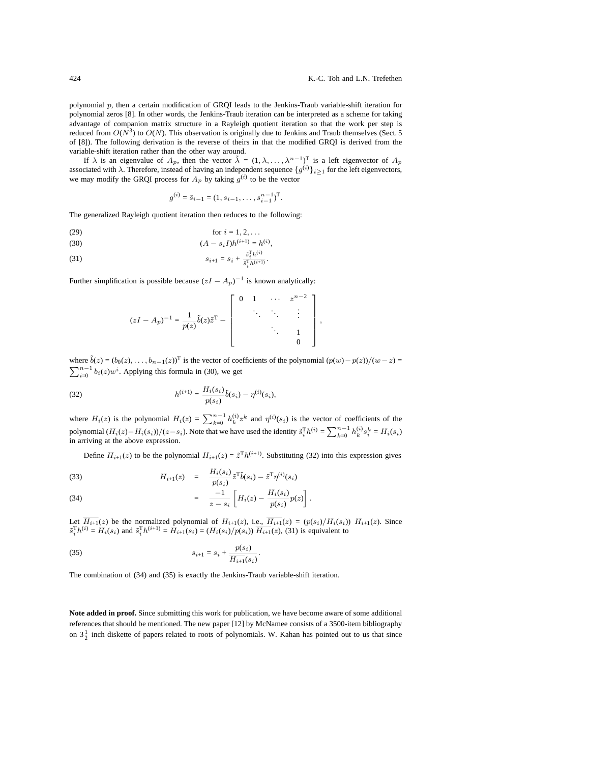polynomial $p$, then a certain modification of GRQI leads to the Jenkins-Traub variable-shift iteration for polynomial zeros [8]. In other words, the Jenkins-Traub iteration can be interpreted as a scheme for taking advantage of companion matrix structure in a Rayleigh quotient iteration so that the work per step is reduced from $O(N^3)$ to $O(N)$. This observation is originally due to Jenkins and Traub themselves (Sect. 5 of [8]). The following derivation is the reverse of theirs in that the modified GRQI is derived from the variable-shift iteration rather than the other way around.

If $\lambda$ is an eigenvalue of $A_p$, then the vector $\tilde{\lambda} = (1, \lambda, \ldots, \lambda^{n-1})^{\mathrm{T}}$ is a left eigenvector of $A_p$ associated with $\lambda$. Therefore, instead of having an independent sequence $\{g^{(i)}\}_{i\geq 1}$ for the left eigenvectors, we may modify the GRQI process for $A_p$ by taking $g^{(i)}$ to be the vector

$$g^{(i)} = \tilde{s}_{i-1} = (1, s_{i-1}, \ldots, s_{i-1}^{n-1})^{\mathrm{T}}.$$

The generalized Rayleigh quotient iteration then reduces to the following:

$$\text{for } i = 1, 2, \ldots \tag{29}$$

$$(A - s_i I)h^{(i+1)} = h^{(i)}, \tag{30}$$

$$s_{i+1} = s_i + \frac{\tilde{s}_i^{\mathrm{T}} h^{(i)}}{\tilde{s}_i^{\mathrm{T}} h^{(i+1)}}. \tag{31}$$

Further simplification is possible because $(zI - A_p)^{-1}$ is known analytically:

$$(zI - A_p)^{-1} = \frac{1}{p(z)}\tilde{b}(z)\tilde{z}^{\mathrm{T}} - \begin{bmatrix} 0 & 1 & \cdots & z^{n-2} \\ & \ddots & \ddots & \vdots \\ & & \ddots & 1 \\ & & & 0 \end{bmatrix},$$

where $\tilde{b}(z) = (b_0(z), \ldots, b_{n-1}(z))^{\mathrm{T}}$ is the vector of coefficients of the polynomial $(p(w) - p(z))/(w - z) = \sum_{i=0}^{n-1} b_i(z)w^i$. Applying this formula in (30), we get

$$h^{(i+1)} = \frac{H_i(s_i)}{p(s_i)}\tilde{b}(s_i) - \eta^{(i)}(s_i), \tag{32}$$

where $H_i(z)$ is the polynomial $H_i(z) = \sum_{k=0}^{n-1} h_k^{(i)} z^k$ and $\eta^{(i)}(s_i)$ is the vector of coefficients of the polynomial $(H_i(z) - H_i(s_i))/(z - s_i)$. Note that we have used the identity $\tilde{s}_i^{\mathrm{T}} h^{(i)} = \sum_{k=0}^{n-1} h_k^{(i)} s_i^k = H_i(s_i)$ in arriving at the above expression.

Define $H_{i+1}(z)$ to be the polynomial $H_{i+1}(z) = \tilde{z}^{\mathrm{T}} h^{(i+1)}$. Substituting (32) into this expression gives

$$H_{i+1}(z) = \frac{H_i(s_i)}{p(s_i)}\tilde{z}^{\mathrm{T}}\tilde{b}(s_i) - \tilde{z}^{\mathrm{T}}\eta^{(i)}(s_i) \tag{33}$$

$$= \frac{-1}{z - s_i}\left[H_i(z) - \frac{H_i(s_i)}{p(s_i)}p(z)\right]. \tag{34}$$

Let $\overline{H_{i+1}}(z)$ be the normalized polynomial of $H_{i+1}(z)$, i.e., $\overline{H_{i+1}}(z) = (p(s_i)/H_i(s_i))\ H_{i+1}(z)$. Since $\tilde{s}_i^{\mathrm{T}} h^{(i)} = H_i(s_i)$ and $\tilde{s}_i^{\mathrm{T}} h^{(i+1)} = H_{i+1}(s_i) = (H_i(s_i)/p(s_i))\ \overline{H_{i+1}}(z)$, (31) is equivalent to

$$s_{i+1} = s_i + \frac{p(s_i)}{\overline{H_{i+1}}(s_i)}. \tag{35}$$

The combination of (34) and (35) is exactly the Jenkins-Traub variable-shift iteration.

**Note added in proof.** Since submitting this work for publication, we have become aware of some additional references that should be mentioned. The new paper [12] by McNamee consists of a 3500-item bibliography on $3\frac{1}{2}$ inch diskette of papers related to roots of polynomials. W. Kahan has pointed out to us that since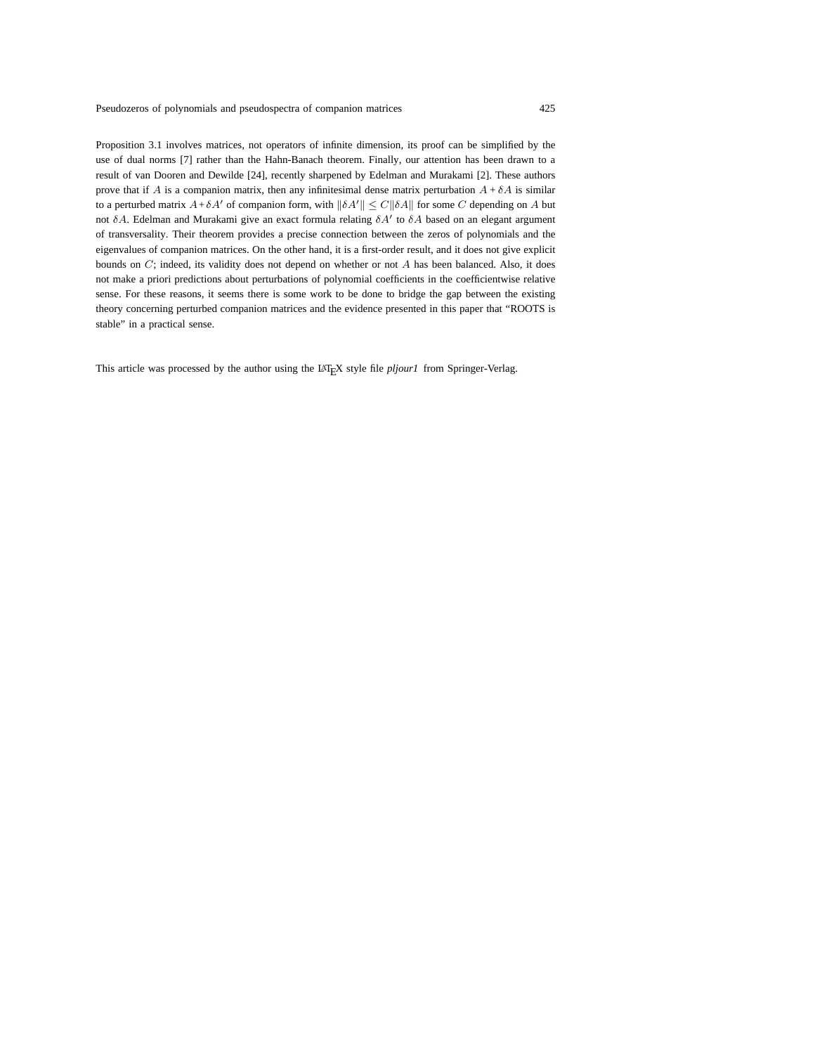Proposition 3.1 involves matrices, not operators of infinite dimension, its proof can be simplified by the use of dual norms [7] rather than the Hahn-Banach theorem. Finally, our attention has been drawn to a result of van Dooren and Dewilde [24], recently sharpened by Edelman and Murakami [2]. These authors prove that if $A$ is a companion matrix, then any infinitesimal dense matrix perturbation $A + \delta A$ is similar to a perturbed matrix $A + \delta A'$ of companion form, with $\|\delta A'\| \leq C\|\delta A\|$ for some $C$ depending on $A$ but not $\delta A$. Edelman and Murakami give an exact formula relating $\delta A'$ to $\delta A$ based on an elegant argument of transversality. Their theorem provides a precise connection between the zeros of polynomials and the eigenvalues of companion matrices. On the other hand, it is a first-order result, and it does not give explicit bounds on $C$; indeed, its validity does not depend on whether or not $A$ has been balanced. Also, it does not make a priori predictions about perturbations of polynomial coefficients in the coefficientwise relative sense. For these reasons, it seems there is some work to be done to bridge the gap between the existing theory concerning perturbed companion matrices and the evidence presented in this paper that "ROOTS is stable" in a practical sense.

This article was processed by the author using the LaTeX style file *pljour1* from Springer-Verlag.